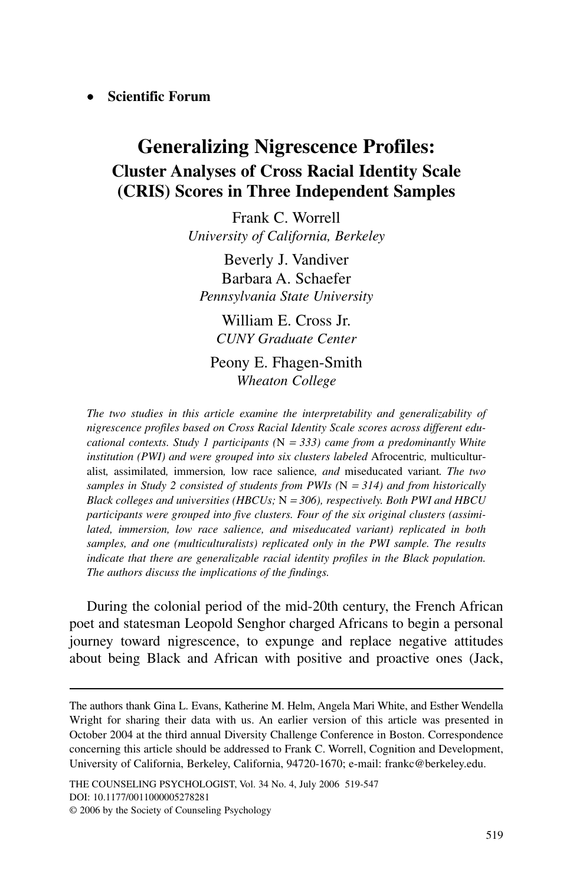• **Scientific Forum**

# Generalizing Nigrescence Profiles:

## Cluster Analyses of Cross Racial Identity Scale (CRIS) Scores in Three Independent Samples

Frank C. Worrell
*University of California, Berkeley*

Beverly J. Vandiver
Barbara A. Schaefer
*Pennsylvania State University*

William E. Cross Jr.
*CUNY Graduate Center*

Peony E. Fhagen-Smith
*Wheaton College*

*The two studies in this article examine the interpretability and generalizability of nigrescence profiles based on Cross Racial Identity Scale scores across different educational contexts. Study 1 participants (*N *= 333) came from a predominantly White institution (PWI) and were grouped into six clusters labeled* Afrocentric*,* multiculturalist*,* assimilated*,* immersion*,* low race salience*, and* miseducated variant*. The two samples in Study 2 consisted of students from PWIs (*N *= 314) and from historically Black colleges and universities (HBCUs;* N *= 306), respectively. Both PWI and HBCU participants were grouped into five clusters. Four of the six original clusters (assimilated, immersion, low race salience, and miseducated variant) replicated in both samples, and one (multiculturalists) replicated only in the PWI sample. The results indicate that there are generalizable racial identity profiles in the Black population. The authors discuss the implications of the findings.*

During the colonial period of the mid-20th century, the French African poet and statesman Leopold Senghor charged Africans to begin a personal journey toward nigrescence, to expunge and replace negative attitudes about being Black and African with positive and proactive ones (Jack,

---

The authors thank Gina L. Evans, Katherine M. Helm, Angela Mari White, and Esther Wendella Wright for sharing their data with us. An earlier version of this article was presented in October 2004 at the third annual Diversity Challenge Conference in Boston. Correspondence concerning this article should be addressed to Frank C. Worrell, Cognition and Development, University of California, Berkeley, California, 94720-1670; e-mail: frankc@berkeley.edu.

THE COUNSELING PSYCHOLOGIST, Vol. 34 No. 4, July 2006 519-547
DOI: 10.1177/0011000005278281
© 2006 by the Society of Counseling Psychology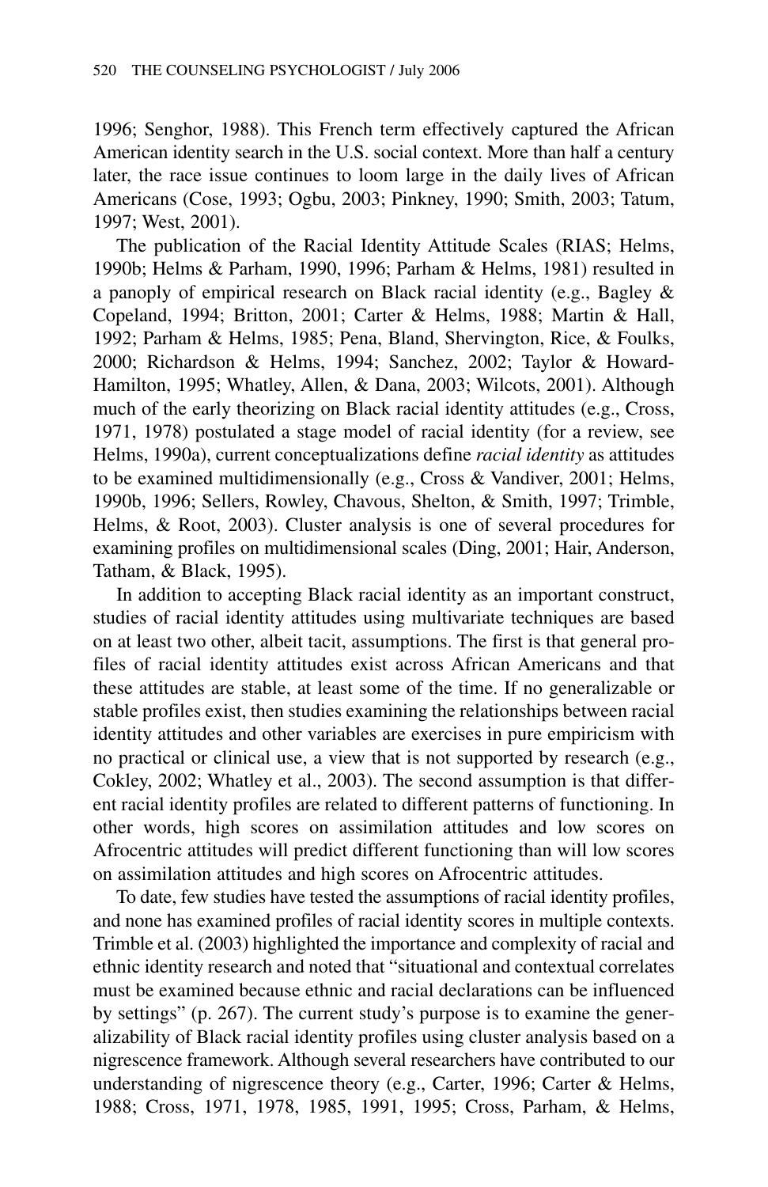1996; Senghor, 1988). This French term effectively captured the African American identity search in the U.S. social context. More than half a century later, the race issue continues to loom large in the daily lives of African Americans (Cose, 1993; Ogbu, 2003; Pinkney, 1990; Smith, 2003; Tatum, 1997; West, 2001).

The publication of the Racial Identity Attitude Scales (RIAS; Helms, 1990b; Helms & Parham, 1990, 1996; Parham & Helms, 1981) resulted in a panoply of empirical research on Black racial identity (e.g., Bagley & Copeland, 1994; Britton, 2001; Carter & Helms, 1988; Martin & Hall, 1992; Parham & Helms, 1985; Pena, Bland, Shervington, Rice, & Foulks, 2000; Richardson & Helms, 1994; Sanchez, 2002; Taylor & Howard-Hamilton, 1995; Whatley, Allen, & Dana, 2003; Wilcots, 2001). Although much of the early theorizing on Black racial identity attitudes (e.g., Cross, 1971, 1978) postulated a stage model of racial identity (for a review, see Helms, 1990a), current conceptualizations define *racial identity* as attitudes to be examined multidimensionally (e.g., Cross & Vandiver, 2001; Helms, 1990b, 1996; Sellers, Rowley, Chavous, Shelton, & Smith, 1997; Trimble, Helms, & Root, 2003). Cluster analysis is one of several procedures for examining profiles on multidimensional scales (Ding, 2001; Hair, Anderson, Tatham, & Black, 1995).

In addition to accepting Black racial identity as an important construct, studies of racial identity attitudes using multivariate techniques are based on at least two other, albeit tacit, assumptions. The first is that general profiles of racial identity attitudes exist across African Americans and that these attitudes are stable, at least some of the time. If no generalizable or stable profiles exist, then studies examining the relationships between racial identity attitudes and other variables are exercises in pure empiricism with no practical or clinical use, a view that is not supported by research (e.g., Cokley, 2002; Whatley et al., 2003). The second assumption is that different racial identity profiles are related to different patterns of functioning. In other words, high scores on assimilation attitudes and low scores on Afrocentric attitudes will predict different functioning than will low scores on assimilation attitudes and high scores on Afrocentric attitudes.

To date, few studies have tested the assumptions of racial identity profiles, and none has examined profiles of racial identity scores in multiple contexts. Trimble et al. (2003) highlighted the importance and complexity of racial and ethnic identity research and noted that "situational and contextual correlates must be examined because ethnic and racial declarations can be influenced by settings" (p. 267). The current study's purpose is to examine the generalizability of Black racial identity profiles using cluster analysis based on a nigrescence framework. Although several researchers have contributed to our understanding of nigrescence theory (e.g., Carter, 1996; Carter & Helms, 1988; Cross, 1971, 1978, 1985, 1991, 1995; Cross, Parham, & Helms,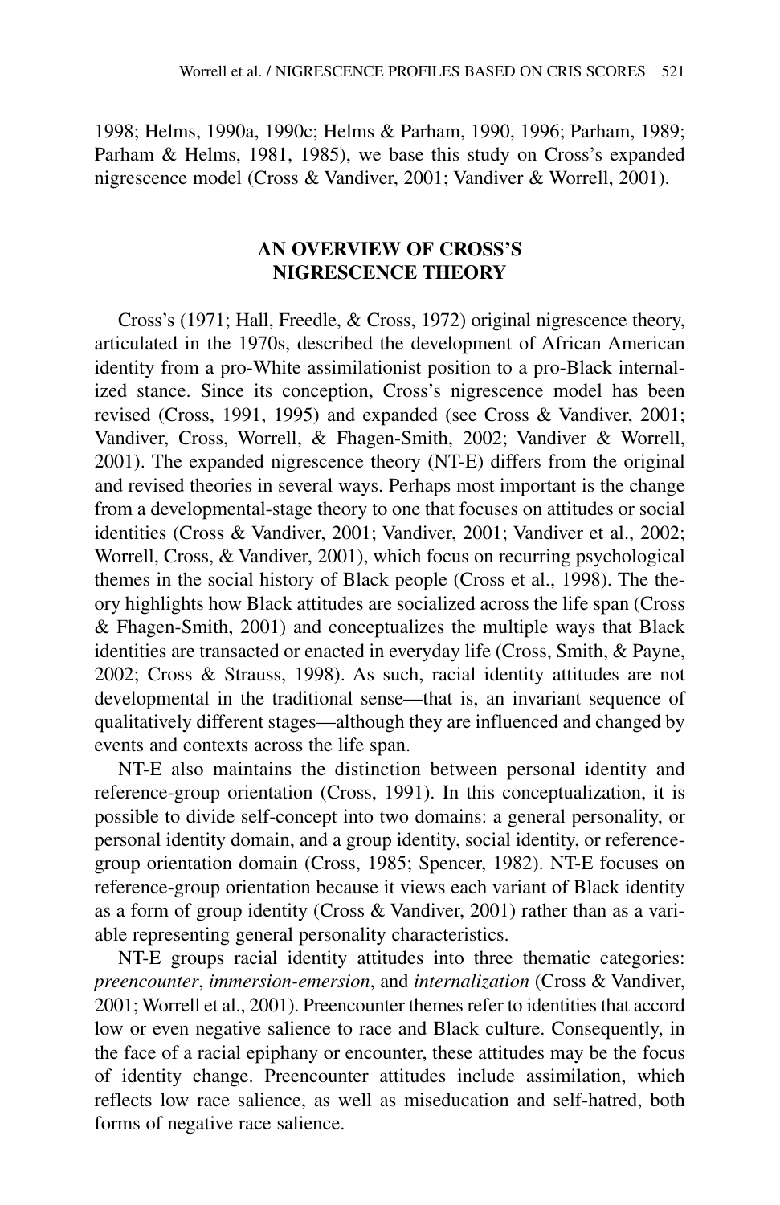1998; Helms, 1990a, 1990c; Helms & Parham, 1990, 1996; Parham, 1989; Parham & Helms, 1981, 1985), we base this study on Cross's expanded nigrescence model (Cross & Vandiver, 2001; Vandiver & Worrell, 2001).

## AN OVERVIEW OF CROSS'S NIGRESCENCE THEORY

Cross's (1971; Hall, Freedle, & Cross, 1972) original nigrescence theory, articulated in the 1970s, described the development of African American identity from a pro-White assimilationist position to a pro-Black internalized stance. Since its conception, Cross's nigrescence model has been revised (Cross, 1991, 1995) and expanded (see Cross & Vandiver, 2001; Vandiver, Cross, Worrell, & Fhagen-Smith, 2002; Vandiver & Worrell, 2001). The expanded nigrescence theory (NT-E) differs from the original and revised theories in several ways. Perhaps most important is the change from a developmental-stage theory to one that focuses on attitudes or social identities (Cross & Vandiver, 2001; Vandiver, 2001; Vandiver et al., 2002; Worrell, Cross, & Vandiver, 2001), which focus on recurring psychological themes in the social history of Black people (Cross et al., 1998). The theory highlights how Black attitudes are socialized across the life span (Cross & Fhagen-Smith, 2001) and conceptualizes the multiple ways that Black identities are transacted or enacted in everyday life (Cross, Smith, & Payne, 2002; Cross & Strauss, 1998). As such, racial identity attitudes are not developmental in the traditional sense—that is, an invariant sequence of qualitatively different stages—although they are influenced and changed by events and contexts across the life span.

NT-E also maintains the distinction between personal identity and reference-group orientation (Cross, 1991). In this conceptualization, it is possible to divide self-concept into two domains: a general personality, or personal identity domain, and a group identity, social identity, or reference-group orientation domain (Cross, 1985; Spencer, 1982). NT-E focuses on reference-group orientation because it views each variant of Black identity as a form of group identity (Cross & Vandiver, 2001) rather than as a variable representing general personality characteristics.

NT-E groups racial identity attitudes into three thematic categories: *preencounter*, *immersion-emersion*, and *internalization* (Cross & Vandiver, 2001; Worrell et al., 2001). Preencounter themes refer to identities that accord low or even negative salience to race and Black culture. Consequently, in the face of a racial epiphany or encounter, these attitudes may be the focus of identity change. Preencounter attitudes include assimilation, which reflects low race salience, as well as miseducation and self-hatred, both forms of negative race salience.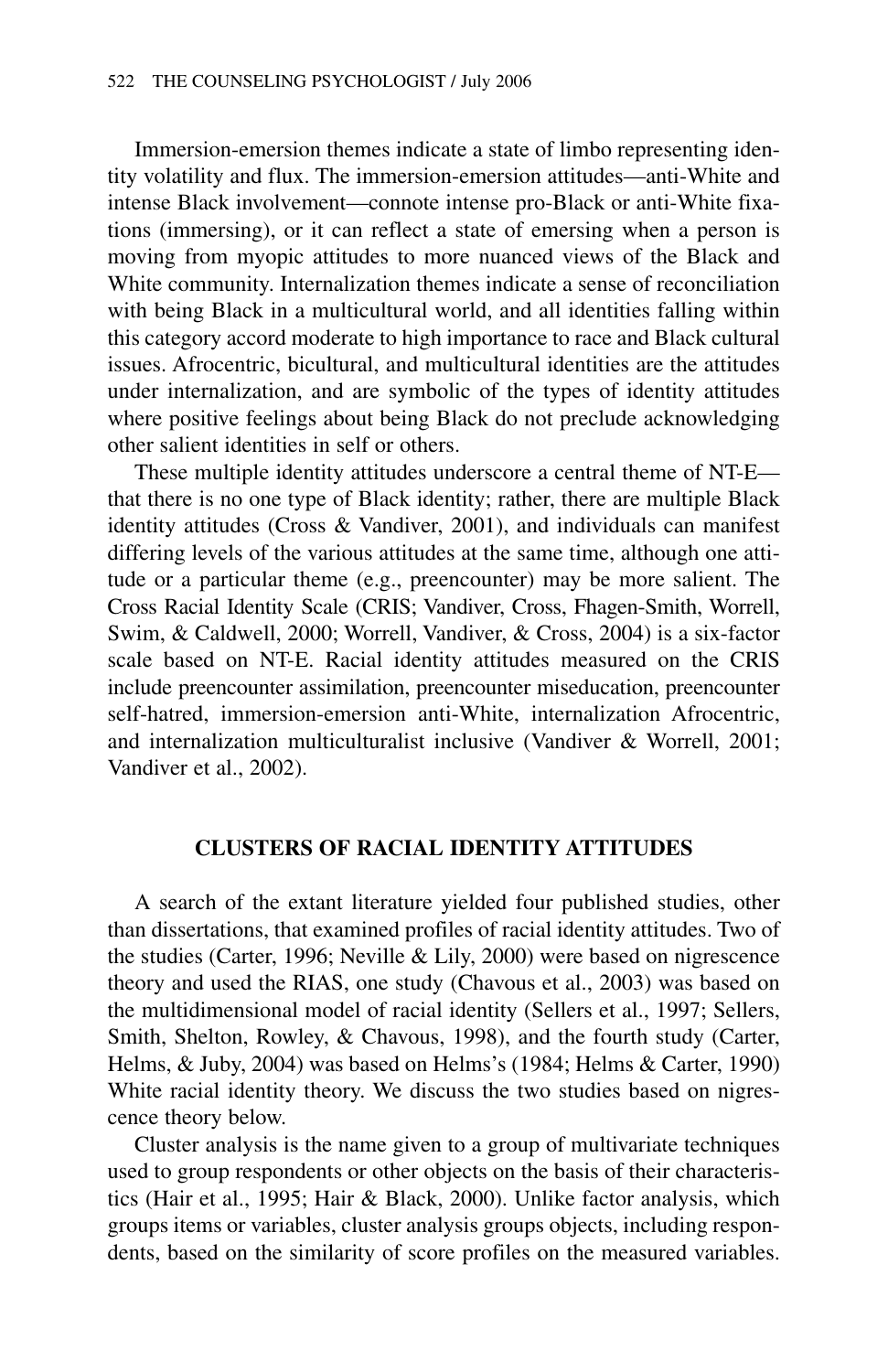Immersion-emersion themes indicate a state of limbo representing identity volatility and flux. The immersion-emersion attitudes—anti-White and intense Black involvement—connote intense pro-Black or anti-White fixations (immersing), or it can reflect a state of emersing when a person is moving from myopic attitudes to more nuanced views of the Black and White community. Internalization themes indicate a sense of reconciliation with being Black in a multicultural world, and all identities falling within this category accord moderate to high importance to race and Black cultural issues. Afrocentric, bicultural, and multicultural identities are the attitudes under internalization, and are symbolic of the types of identity attitudes where positive feelings about being Black do not preclude acknowledging other salient identities in self or others.

These multiple identity attitudes underscore a central theme of NT-E—that there is no one type of Black identity; rather, there are multiple Black identity attitudes (Cross & Vandiver, 2001), and individuals can manifest differing levels of the various attitudes at the same time, although one attitude or a particular theme (e.g., preencounter) may be more salient. The Cross Racial Identity Scale (CRIS; Vandiver, Cross, Fhagen-Smith, Worrell, Swim, & Caldwell, 2000; Worrell, Vandiver, & Cross, 2004) is a six-factor scale based on NT-E. Racial identity attitudes measured on the CRIS include preencounter assimilation, preencounter miseducation, preencounter self-hatred, immersion-emersion anti-White, internalization Afrocentric, and internalization multiculturalist inclusive (Vandiver & Worrell, 2001; Vandiver et al., 2002).

## CLUSTERS OF RACIAL IDENTITY ATTITUDES

A search of the extant literature yielded four published studies, other than dissertations, that examined profiles of racial identity attitudes. Two of the studies (Carter, 1996; Neville & Lily, 2000) were based on nigrescence theory and used the RIAS, one study (Chavous et al., 2003) was based on the multidimensional model of racial identity (Sellers et al., 1997; Sellers, Smith, Shelton, Rowley, & Chavous, 1998), and the fourth study (Carter, Helms, & Juby, 2004) was based on Helms's (1984; Helms & Carter, 1990) White racial identity theory. We discuss the two studies based on nigrescence theory below.

Cluster analysis is the name given to a group of multivariate techniques used to group respondents or other objects on the basis of their characteristics (Hair et al., 1995; Hair & Black, 2000). Unlike factor analysis, which groups items or variables, cluster analysis groups objects, including respondents, based on the similarity of score profiles on the measured variables.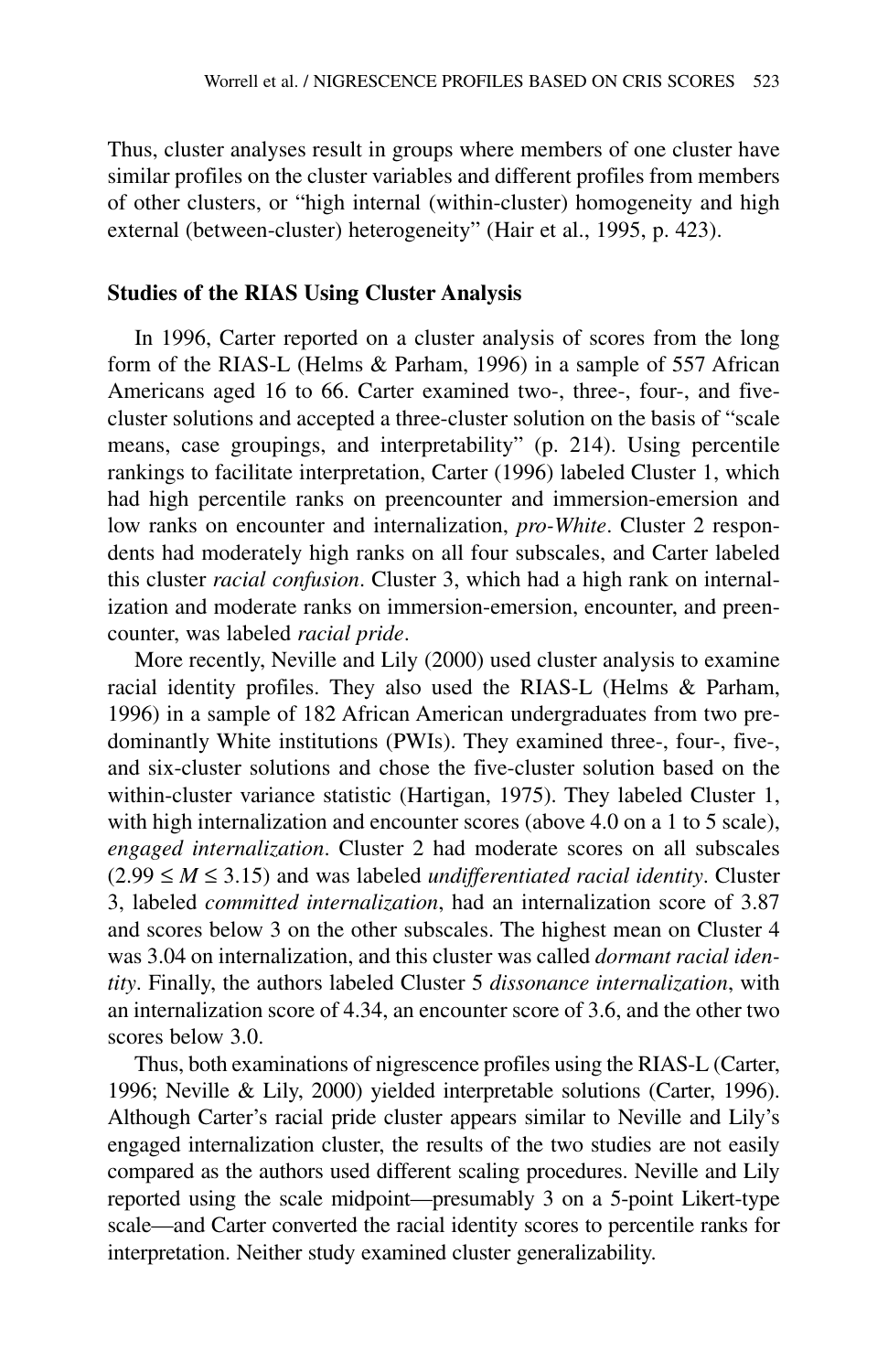Thus, cluster analyses result in groups where members of one cluster have similar profiles on the cluster variables and different profiles from members of other clusters, or "high internal (within-cluster) homogeneity and high external (between-cluster) heterogeneity" (Hair et al., 1995, p. 423).

### Studies of the RIAS Using Cluster Analysis

In 1996, Carter reported on a cluster analysis of scores from the long form of the RIAS-L (Helms & Parham, 1996) in a sample of 557 African Americans aged 16 to 66. Carter examined two-, three-, four-, and five-cluster solutions and accepted a three-cluster solution on the basis of "scale means, case groupings, and interpretability" (p. 214). Using percentile rankings to facilitate interpretation, Carter (1996) labeled Cluster 1, which had high percentile ranks on preencounter and immersion-emersion and low ranks on encounter and internalization, *pro-White*. Cluster 2 respondents had moderately high ranks on all four subscales, and Carter labeled this cluster *racial confusion*. Cluster 3, which had a high rank on internalization and moderate ranks on immersion-emersion, encounter, and preencounter, was labeled *racial pride*.

More recently, Neville and Lily (2000) used cluster analysis to examine racial identity profiles. They also used the RIAS-L (Helms & Parham, 1996) in a sample of 182 African American undergraduates from two predominantly White institutions (PWIs). They examined three-, four-, five-, and six-cluster solutions and chose the five-cluster solution based on the within-cluster variance statistic (Hartigan, 1975). They labeled Cluster 1, with high internalization and encounter scores (above 4.0 on a 1 to 5 scale), *engaged internalization*. Cluster 2 had moderate scores on all subscales ($2.99 \leq M \leq 3.15$) and was labeled *undifferentiated racial identity*. Cluster 3, labeled *committed internalization*, had an internalization score of 3.87 and scores below 3 on the other subscales. The highest mean on Cluster 4 was 3.04 on internalization, and this cluster was called *dormant racial identity*. Finally, the authors labeled Cluster 5 *dissonance internalization*, with an internalization score of 4.34, an encounter score of 3.6, and the other two scores below 3.0.

Thus, both examinations of nigrescence profiles using the RIAS-L (Carter, 1996; Neville & Lily, 2000) yielded interpretable solutions (Carter, 1996). Although Carter's racial pride cluster appears similar to Neville and Lily's engaged internalization cluster, the results of the two studies are not easily compared as the authors used different scaling procedures. Neville and Lily reported using the scale midpoint—presumably 3 on a 5-point Likert-type scale—and Carter converted the racial identity scores to percentile ranks for interpretation. Neither study examined cluster generalizability.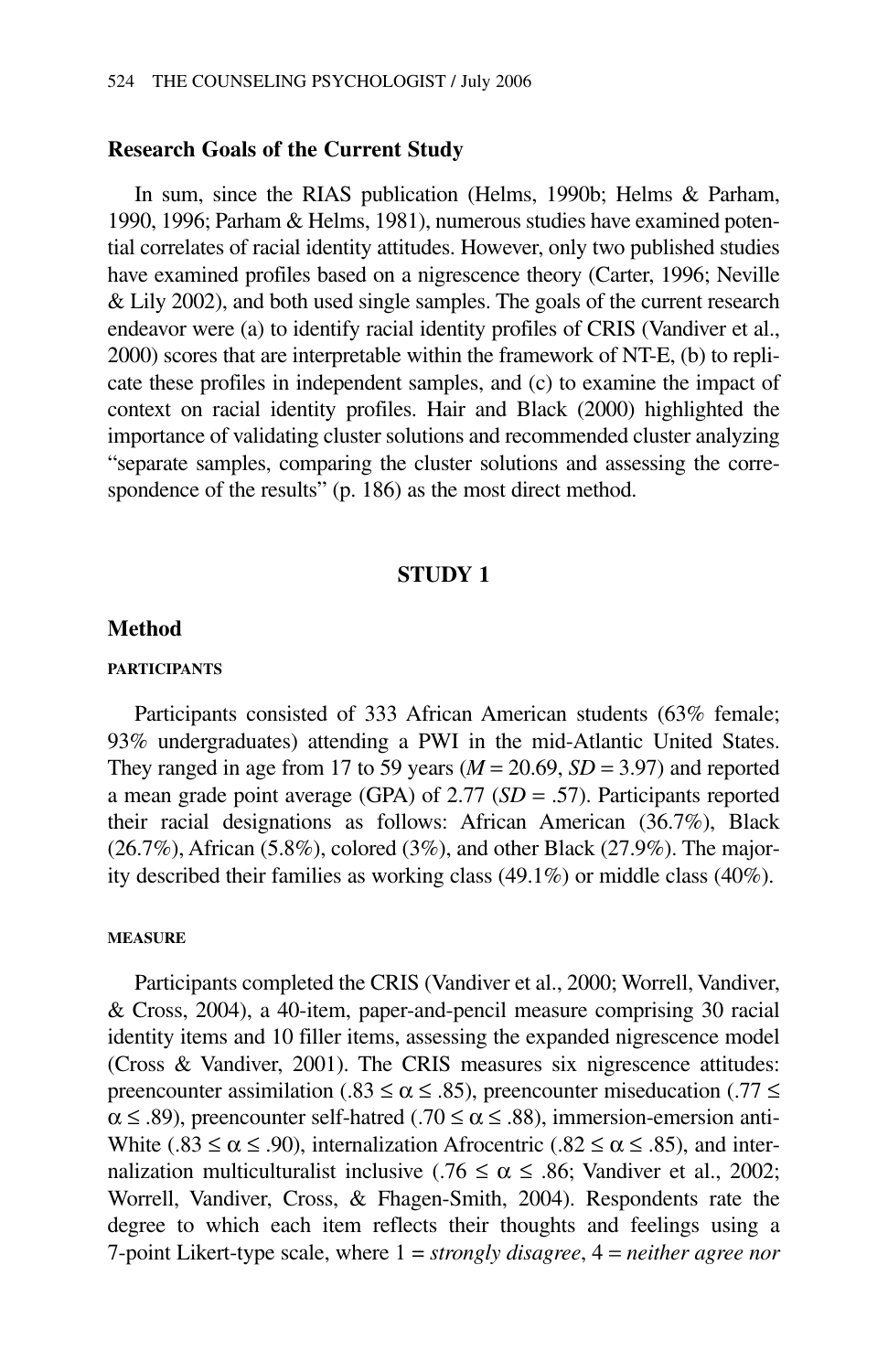## Research Goals of the Current Study

In sum, since the RIAS publication (Helms, 1990b; Helms & Parham, 1990, 1996; Parham & Helms, 1981), numerous studies have examined potential correlates of racial identity attitudes. However, only two published studies have examined profiles based on a nigrescence theory (Carter, 1996; Neville & Lily 2002), and both used single samples. The goals of the current research endeavor were (a) to identify racial identity profiles of CRIS (Vandiver et al., 2000) scores that are interpretable within the framework of NT-E, (b) to replicate these profiles in independent samples, and (c) to examine the impact of context on racial identity profiles. Hair and Black (2000) highlighted the importance of validating cluster solutions and recommended cluster analyzing "separate samples, comparing the cluster solutions and assessing the correspondence of the results" (p. 186) as the most direct method.

# STUDY 1

## Method

### PARTICIPANTS

Participants consisted of 333 African American students (63% female; 93% undergraduates) attending a PWI in the mid-Atlantic United States. They ranged in age from 17 to 59 years ($M = 20.69$, $SD = 3.97$) and reported a mean grade point average (GPA) of 2.77 ($SD = .57$). Participants reported their racial designations as follows: African American (36.7%), Black (26.7%), African (5.8%), colored (3%), and other Black (27.9%). The majority described their families as working class (49.1%) or middle class (40%).

### MEASURE

Participants completed the CRIS (Vandiver et al., 2000; Worrell, Vandiver, & Cross, 2004), a 40-item, paper-and-pencil measure comprising 30 racial identity items and 10 filler items, assessing the expanded nigrescence model (Cross & Vandiver, 2001). The CRIS measures six nigrescence attitudes: preencounter assimilation ($.83 \leq \alpha \leq .85$), preencounter miseducation ($.77 \leq \alpha \leq .89$), preencounter self-hatred ($.70 \leq \alpha \leq .88$), immersion-emersion anti-White ($.83 \leq \alpha \leq .90$), internalization Afrocentric ($.82 \leq \alpha \leq .85$), and internalization multiculturalist inclusive ($.76 \leq \alpha \leq .86$; Vandiver et al., 2002; Worrell, Vandiver, Cross, & Fhagen-Smith, 2004). Respondents rate the degree to which each item reflects their thoughts and feelings using a 7-point Likert-type scale, where 1 = *strongly disagree*, 4 = *neither agree nor*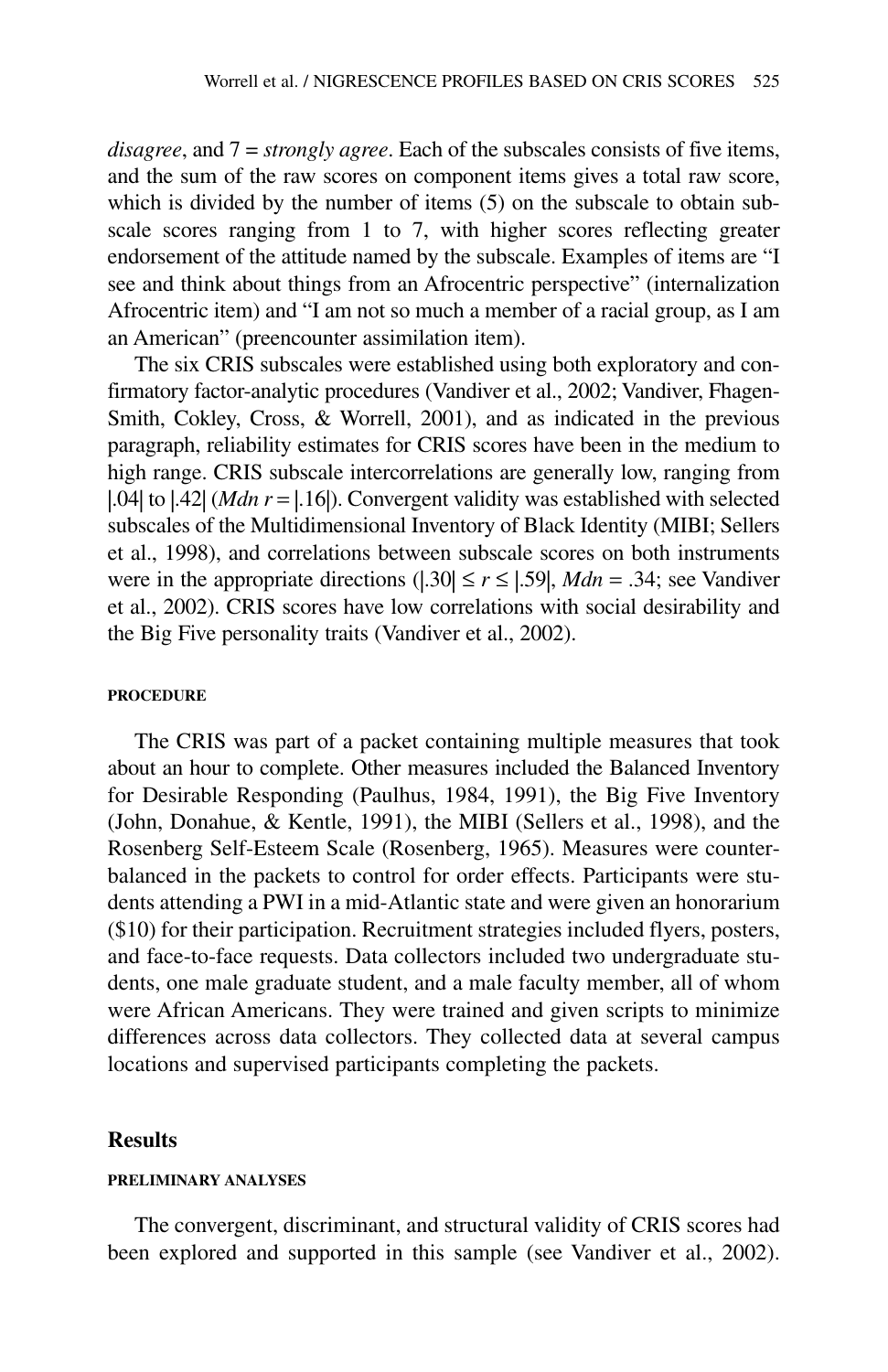*disagree*, and 7 = *strongly agree*. Each of the subscales consists of five items, and the sum of the raw scores on component items gives a total raw score, which is divided by the number of items (5) on the subscale to obtain subscale scores ranging from 1 to 7, with higher scores reflecting greater endorsement of the attitude named by the subscale. Examples of items are "I see and think about things from an Afrocentric perspective" (internalization Afrocentric item) and "I am not so much a member of a racial group, as I am an American" (preencounter assimilation item).

The six CRIS subscales were established using both exploratory and confirmatory factor-analytic procedures (Vandiver et al., 2002; Vandiver, Fhagen-Smith, Cokley, Cross, & Worrell, 2001), and as indicated in the previous paragraph, reliability estimates for CRIS scores have been in the medium to high range. CRIS subscale intercorrelations are generally low, ranging from $|.04|$ to $|.42|$ ($Mdn\ r = |.16|$). Convergent validity was established with selected subscales of the Multidimensional Inventory of Black Identity (MIBI; Sellers et al., 1998), and correlations between subscale scores on both instruments were in the appropriate directions ($|.30| \leq r \leq |.59|$, $Mdn = .34$; see Vandiver et al., 2002). CRIS scores have low correlations with social desirability and the Big Five personality traits (Vandiver et al., 2002).

#### PROCEDURE

The CRIS was part of a packet containing multiple measures that took about an hour to complete. Other measures included the Balanced Inventory for Desirable Responding (Paulhus, 1984, 1991), the Big Five Inventory (John, Donahue, & Kentle, 1991), the MIBI (Sellers et al., 1998), and the Rosenberg Self-Esteem Scale (Rosenberg, 1965). Measures were counterbalanced in the packets to control for order effects. Participants were students attending a PWI in a mid-Atlantic state and were given an honorarium (\$10) for their participation. Recruitment strategies included flyers, posters, and face-to-face requests. Data collectors included two undergraduate students, one male graduate student, and a male faculty member, all of whom were African Americans. They were trained and given scripts to minimize differences across data collectors. They collected data at several campus locations and supervised participants completing the packets.

## Results

#### PRELIMINARY ANALYSES

The convergent, discriminant, and structural validity of CRIS scores had been explored and supported in this sample (see Vandiver et al., 2002).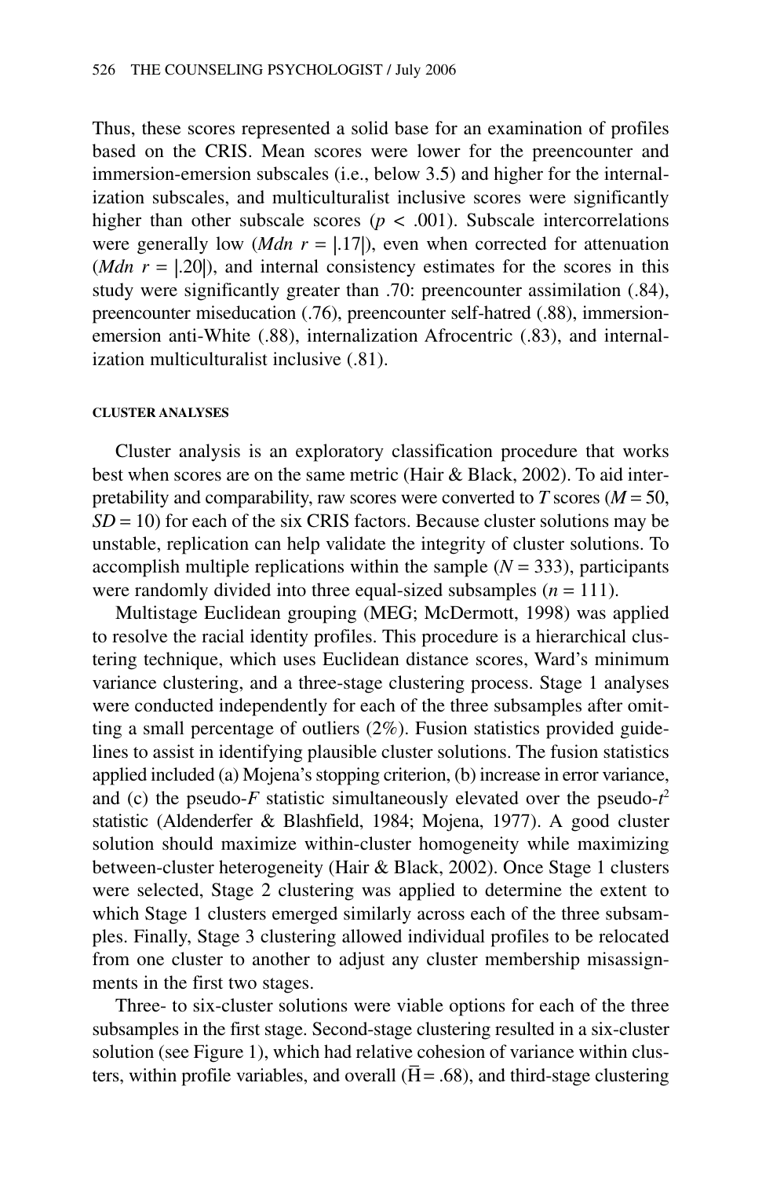Thus, these scores represented a solid base for an examination of profiles based on the CRIS. Mean scores were lower for the preencounter and immersion-emersion subscales (i.e., below 3.5) and higher for the internalization subscales, and multiculturalist inclusive scores were significantly higher than other subscale scores ($p < .001$). Subscale intercorrelations were generally low ($Mdn\ r = |.17|$), even when corrected for attenuation ($Mdn\ r = |.20|$), and internal consistency estimates for the scores in this study were significantly greater than .70: preencounter assimilation (.84), preencounter miseducation (.76), preencounter self-hatred (.88), immersion-emersion anti-White (.88), internalization Afrocentric (.83), and internalization multiculturalist inclusive (.81).

#### CLUSTER ANALYSES

Cluster analysis is an exploratory classification procedure that works best when scores are on the same metric (Hair & Black, 2002). To aid interpretability and comparability, raw scores were converted to *T* scores ($M = 50$, $SD = 10$) for each of the six CRIS factors. Because cluster solutions may be unstable, replication can help validate the integrity of cluster solutions. To accomplish multiple replications within the sample ($N = 333$), participants were randomly divided into three equal-sized subsamples ($n = 111$).

Multistage Euclidean grouping (MEG; McDermott, 1998) was applied to resolve the racial identity profiles. This procedure is a hierarchical clustering technique, which uses Euclidean distance scores, Ward's minimum variance clustering, and a three-stage clustering process. Stage 1 analyses were conducted independently for each of the three subsamples after omitting a small percentage of outliers (2%). Fusion statistics provided guidelines to assist in identifying plausible cluster solutions. The fusion statistics applied included (a) Mojena's stopping criterion, (b) increase in error variance, and (c) the pseudo-$F$ statistic simultaneously elevated over the pseudo-$t^2$ statistic (Aldenderfer & Blashfield, 1984; Mojena, 1977). A good cluster solution should maximize within-cluster homogeneity while maximizing between-cluster heterogeneity (Hair & Black, 2002). Once Stage 1 clusters were selected, Stage 2 clustering was applied to determine the extent to which Stage 1 clusters emerged similarly across each of the three subsamples. Finally, Stage 3 clustering allowed individual profiles to be relocated from one cluster to another to adjust any cluster membership misassignments in the first two stages.

Three- to six-cluster solutions were viable options for each of the three subsamples in the first stage. Second-stage clustering resulted in a six-cluster solution (see Figure 1), which had relative cohesion of variance within clusters, within profile variables, and overall ($\overline{H} = .68$), and third-stage clustering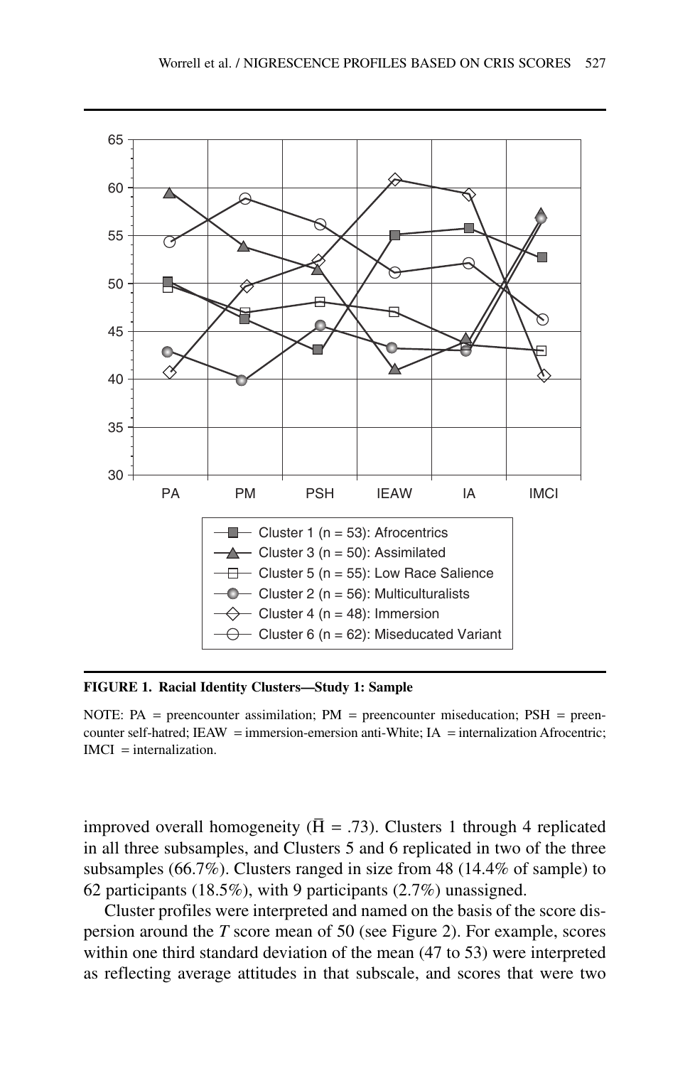**FIGURE 1. Racial Identity Clusters—Study 1: Sample**

NOTE: PA = preencounter assimilation; PM = preencounter miseducation; PSH = preencounter self-hatred; IEAW = immersion-emersion anti-White; IA = internalization Afrocentric; IMCI = internalization.

improved overall homogeneity ($\bar{H}$ = .73). Clusters 1 through 4 replicated in all three subsamples, and Clusters 5 and 6 replicated in two of the three subsamples (66.7%). Clusters ranged in size from 48 (14.4% of sample) to 62 participants (18.5%), with 9 participants (2.7%) unassigned.

Cluster profiles were interpreted and named on the basis of the score dispersion around the *T* score mean of 50 (see Figure 2). For example, scores within one third standard deviation of the mean (47 to 53) were interpreted as reflecting average attitudes in that subscale, and scores that were two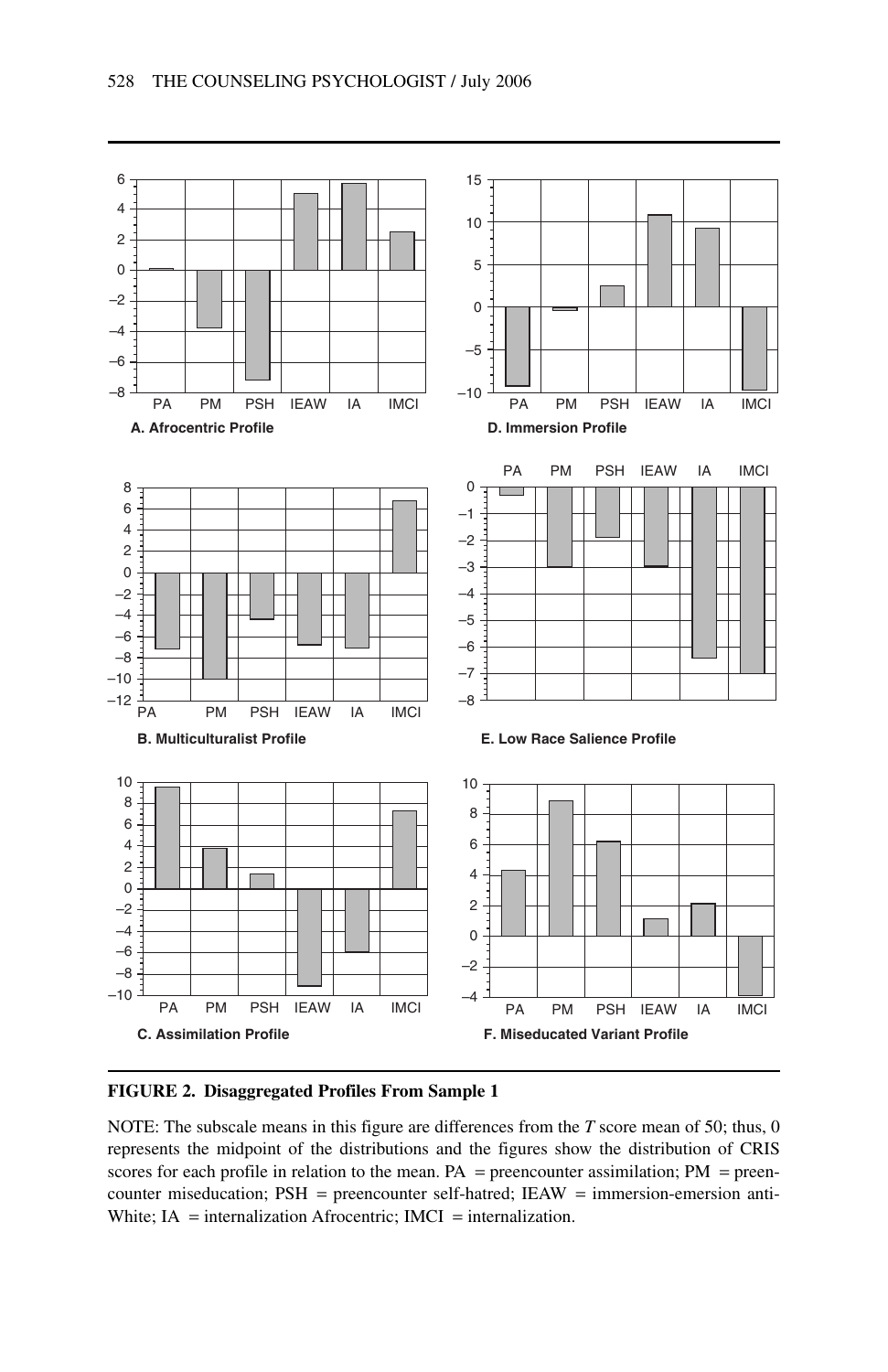A. Afrocentric Profile

D. Immersion Profile

B. Multiculturalist Profile

E. Low Race Salience Profile

C. Assimilation Profile

F. Miseducated Variant Profile

**FIGURE 2. Disaggregated Profiles From Sample 1**

NOTE: The subscale means in this figure are differences from the *T* score mean of 50; thus, 0 represents the midpoint of the distributions and the figures show the distribution of CRIS scores for each profile in relation to the mean. PA = preencounter assimilation; PM = preencounter miseducation; PSH = preencounter self-hatred; IEAW = immersion-emersion anti-White; IA = internalization Afrocentric; IMCI = internalization.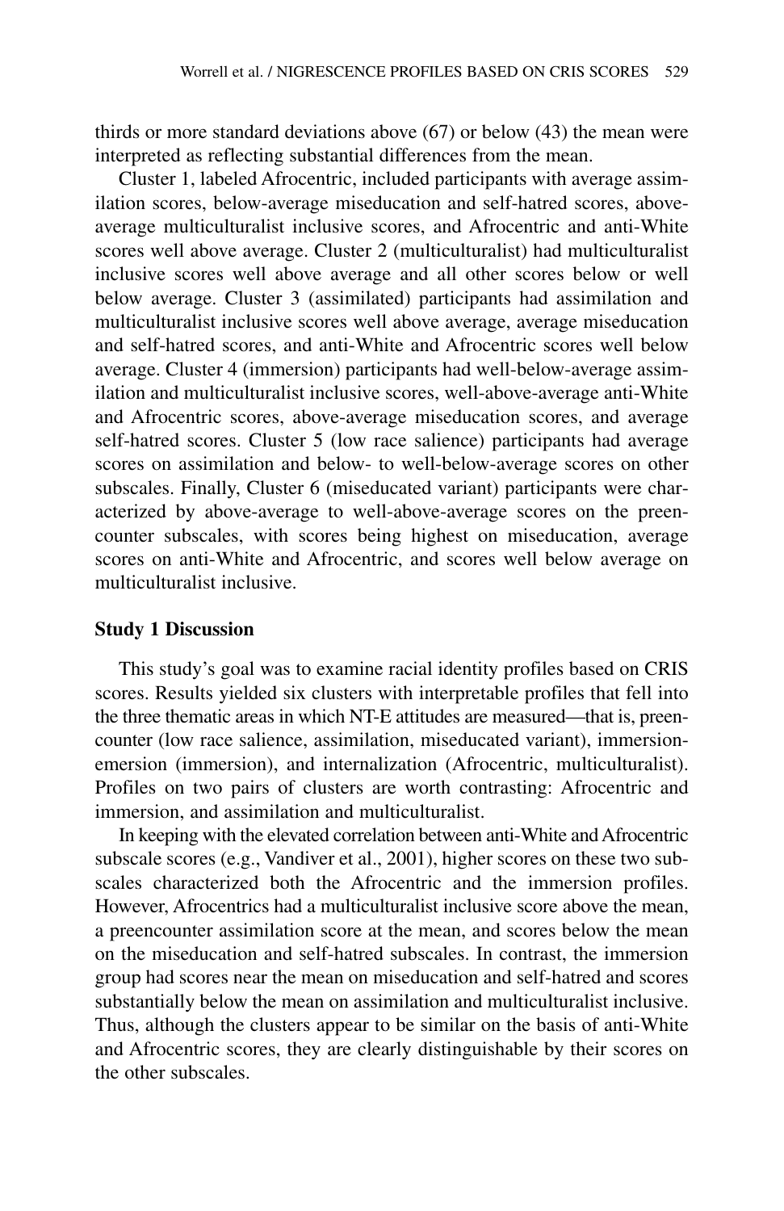thirds or more standard deviations above (67) or below (43) the mean were interpreted as reflecting substantial differences from the mean.

Cluster 1, labeled Afrocentric, included participants with average assimilation scores, below-average miseducation and self-hatred scores, above-average multiculturalist inclusive scores, and Afrocentric and anti-White scores well above average. Cluster 2 (multiculturalist) had multiculturalist inclusive scores well above average and all other scores below or well below average. Cluster 3 (assimilated) participants had assimilation and multiculturalist inclusive scores well above average, average miseducation and self-hatred scores, and anti-White and Afrocentric scores well below average. Cluster 4 (immersion) participants had well-below-average assimilation and multiculturalist inclusive scores, well-above-average anti-White and Afrocentric scores, above-average miseducation scores, and average self-hatred scores. Cluster 5 (low race salience) participants had average scores on assimilation and below- to well-below-average scores on other subscales. Finally, Cluster 6 (miseducated variant) participants were characterized by above-average to well-above-average scores on the preencounter subscales, with scores being highest on miseducation, average scores on anti-White and Afrocentric, and scores well below average on multiculturalist inclusive.

### Study 1 Discussion

This study's goal was to examine racial identity profiles based on CRIS scores. Results yielded six clusters with interpretable profiles that fell into the three thematic areas in which NT-E attitudes are measured—that is, preencounter (low race salience, assimilation, miseducated variant), immersion-emersion (immersion), and internalization (Afrocentric, multiculturalist). Profiles on two pairs of clusters are worth contrasting: Afrocentric and immersion, and assimilation and multiculturalist.

In keeping with the elevated correlation between anti-White and Afrocentric subscale scores (e.g., Vandiver et al., 2001), higher scores on these two subscales characterized both the Afrocentric and the immersion profiles. However, Afrocentrics had a multiculturalist inclusive score above the mean, a preencounter assimilation score at the mean, and scores below the mean on the miseducation and self-hatred subscales. In contrast, the immersion group had scores near the mean on miseducation and self-hatred and scores substantially below the mean on assimilation and multiculturalist inclusive. Thus, although the clusters appear to be similar on the basis of anti-White and Afrocentric scores, they are clearly distinguishable by their scores on the other subscales.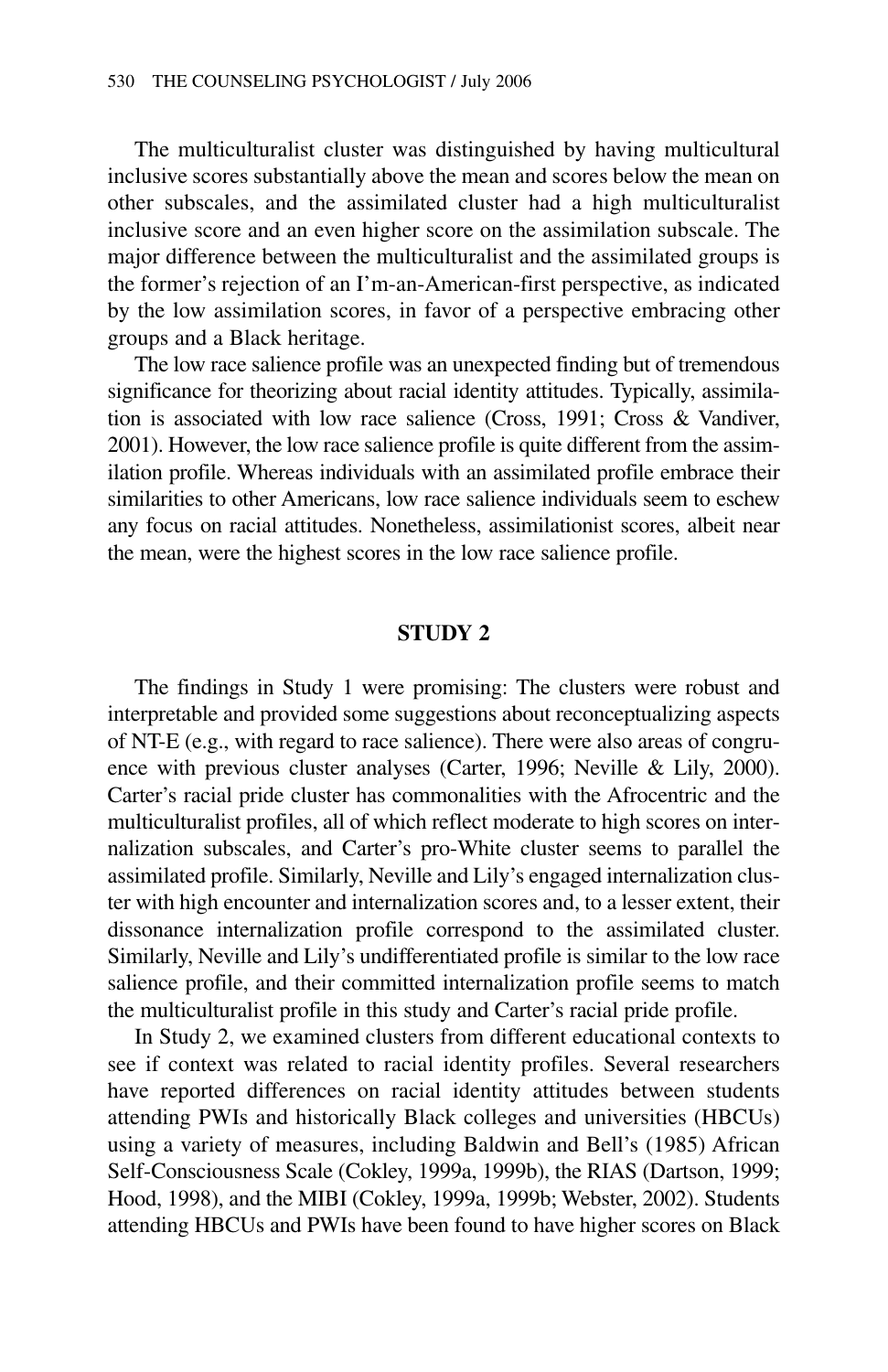The multiculturalist cluster was distinguished by having multicultural inclusive scores substantially above the mean and scores below the mean on other subscales, and the assimilated cluster had a high multiculturalist inclusive score and an even higher score on the assimilation subscale. The major difference between the multiculturalist and the assimilated groups is the former's rejection of an I'm-an-American-first perspective, as indicated by the low assimilation scores, in favor of a perspective embracing other groups and a Black heritage.

The low race salience profile was an unexpected finding but of tremendous significance for theorizing about racial identity attitudes. Typically, assimilation is associated with low race salience (Cross, 1991; Cross & Vandiver, 2001). However, the low race salience profile is quite different from the assimilation profile. Whereas individuals with an assimilated profile embrace their similarities to other Americans, low race salience individuals seem to eschew any focus on racial attitudes. Nonetheless, assimilationist scores, albeit near the mean, were the highest scores in the low race salience profile.

## STUDY 2

The findings in Study 1 were promising: The clusters were robust and interpretable and provided some suggestions about reconceptualizing aspects of NT-E (e.g., with regard to race salience). There were also areas of congruence with previous cluster analyses (Carter, 1996; Neville & Lily, 2000). Carter's racial pride cluster has commonalities with the Afrocentric and the multiculturalist profiles, all of which reflect moderate to high scores on internalization subscales, and Carter's pro-White cluster seems to parallel the assimilated profile. Similarly, Neville and Lily's engaged internalization cluster with high encounter and internalization scores and, to a lesser extent, their dissonance internalization profile correspond to the assimilated cluster. Similarly, Neville and Lily's undifferentiated profile is similar to the low race salience profile, and their committed internalization profile seems to match the multiculturalist profile in this study and Carter's racial pride profile.

In Study 2, we examined clusters from different educational contexts to see if context was related to racial identity profiles. Several researchers have reported differences on racial identity attitudes between students attending PWIs and historically Black colleges and universities (HBCUs) using a variety of measures, including Baldwin and Bell's (1985) African Self-Consciousness Scale (Cokley, 1999a, 1999b), the RIAS (Dartson, 1999; Hood, 1998), and the MIBI (Cokley, 1999a, 1999b; Webster, 2002). Students attending HBCUs and PWIs have been found to have higher scores on Black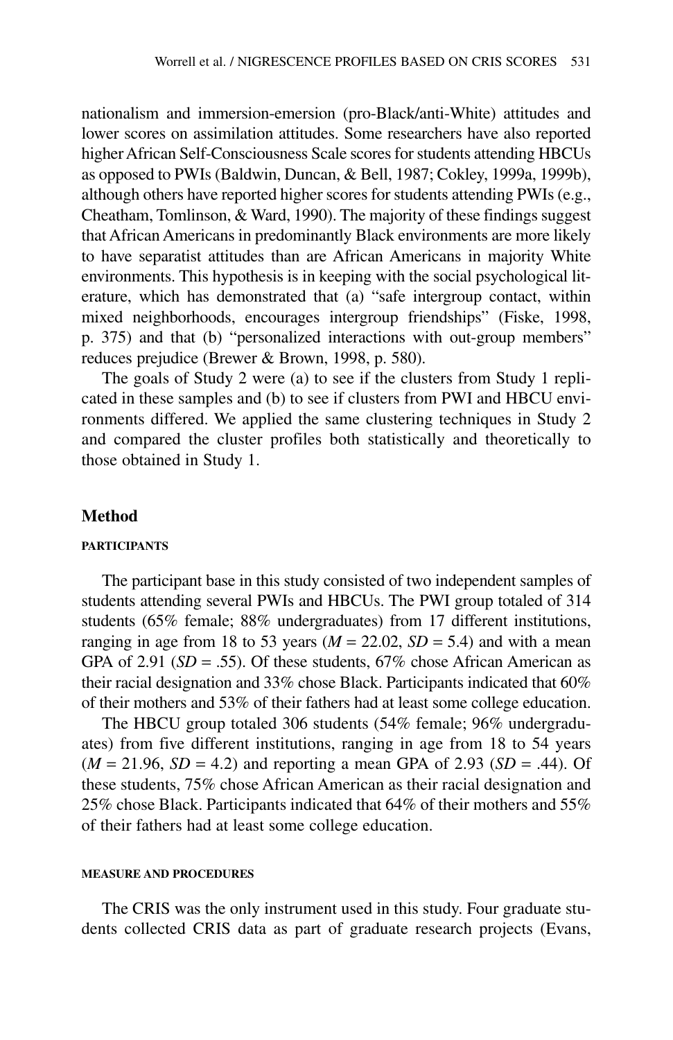nationalism and immersion-emersion (pro-Black/anti-White) attitudes and lower scores on assimilation attitudes. Some researchers have also reported higher African Self-Consciousness Scale scores for students attending HBCUs as opposed to PWIs (Baldwin, Duncan, & Bell, 1987; Cokley, 1999a, 1999b), although others have reported higher scores for students attending PWIs (e.g., Cheatham, Tomlinson, & Ward, 1990). The majority of these findings suggest that African Americans in predominantly Black environments are more likely to have separatist attitudes than are African Americans in majority White environments. This hypothesis is in keeping with the social psychological literature, which has demonstrated that (a) "safe intergroup contact, within mixed neighborhoods, encourages intergroup friendships" (Fiske, 1998, p. 375) and that (b) "personalized interactions with out-group members" reduces prejudice (Brewer & Brown, 1998, p. 580).

The goals of Study 2 were (a) to see if the clusters from Study 1 replicated in these samples and (b) to see if clusters from PWI and HBCU environments differed. We applied the same clustering techniques in Study 2 and compared the cluster profiles both statistically and theoretically to those obtained in Study 1.

## Method

### PARTICIPANTS

The participant base in this study consisted of two independent samples of students attending several PWIs and HBCUs. The PWI group totaled of 314 students (65% female; 88% undergraduates) from 17 different institutions, ranging in age from 18 to 53 years ($M = 22.02$, $SD = 5.4$) and with a mean GPA of 2.91 ($SD = .55$). Of these students, 67% chose African American as their racial designation and 33% chose Black. Participants indicated that 60% of their mothers and 53% of their fathers had at least some college education.

The HBCU group totaled 306 students (54% female; 96% undergraduates) from five different institutions, ranging in age from 18 to 54 years ($M = 21.96$, $SD = 4.2$) and reporting a mean GPA of 2.93 ($SD = .44$). Of these students, 75% chose African American as their racial designation and 25% chose Black. Participants indicated that 64% of their mothers and 55% of their fathers had at least some college education.

### MEASURE AND PROCEDURES

The CRIS was the only instrument used in this study. Four graduate students collected CRIS data as part of graduate research projects (Evans,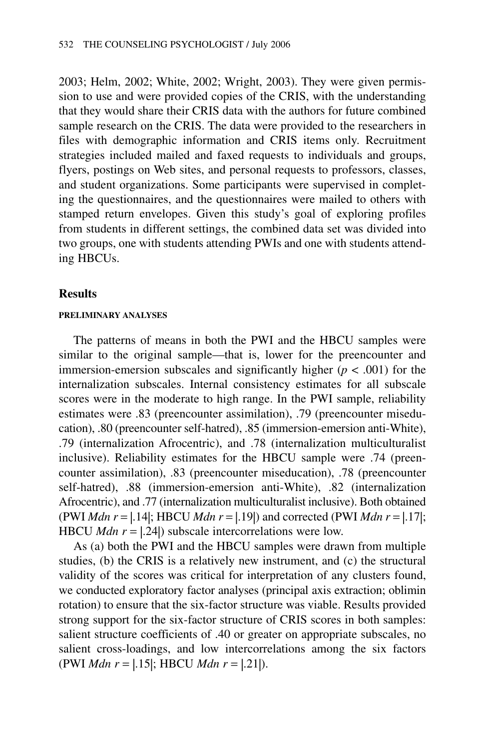2003; Helm, 2002; White, 2002; Wright, 2003). They were given permission to use and were provided copies of the CRIS, with the understanding that they would share their CRIS data with the authors for future combined sample research on the CRIS. The data were provided to the researchers in files with demographic information and CRIS items only. Recruitment strategies included mailed and faxed requests to individuals and groups, flyers, postings on Web sites, and personal requests to professors, classes, and student organizations. Some participants were supervised in completing the questionnaires, and the questionnaires were mailed to others with stamped return envelopes. Given this study's goal of exploring profiles from students in different settings, the combined data set was divided into two groups, one with students attending PWIs and one with students attending HBCUs.

## Results

### PRELIMINARY ANALYSES

The patterns of means in both the PWI and the HBCU samples were similar to the original sample—that is, lower for the preencounter and immersion-emersion subscales and significantly higher ($p < .001$) for the internalization subscales. Internal consistency estimates for all subscale scores were in the moderate to high range. In the PWI sample, reliability estimates were .83 (preencounter assimilation), .79 (preencounter miseducation), .80 (preencounter self-hatred), .85 (immersion-emersion anti-White), .79 (internalization Afrocentric), and .78 (internalization multiculturalist inclusive). Reliability estimates for the HBCU sample were .74 (preencounter assimilation), .83 (preencounter miseducation), .78 (preencounter self-hatred), .88 (immersion-emersion anti-White), .82 (internalization Afrocentric), and .77 (internalization multiculturalist inclusive). Both obtained (PWI $Mdn\ r = |.14|$; HBCU $Mdn\ r = |.19|$) and corrected (PWI $Mdn\ r = |.17|$; HBCU $Mdn\ r = |.24|$) subscale intercorrelations were low.

As (a) both the PWI and the HBCU samples were drawn from multiple studies, (b) the CRIS is a relatively new instrument, and (c) the structural validity of the scores was critical for interpretation of any clusters found, we conducted exploratory factor analyses (principal axis extraction; oblimin rotation) to ensure that the six-factor structure was viable. Results provided strong support for the six-factor structure of CRIS scores in both samples: salient structure coefficients of .40 or greater on appropriate subscales, no salient cross-loadings, and low intercorrelations among the six factors (PWI $Mdn\ r = |.15|$; HBCU $Mdn\ r = |.21|$).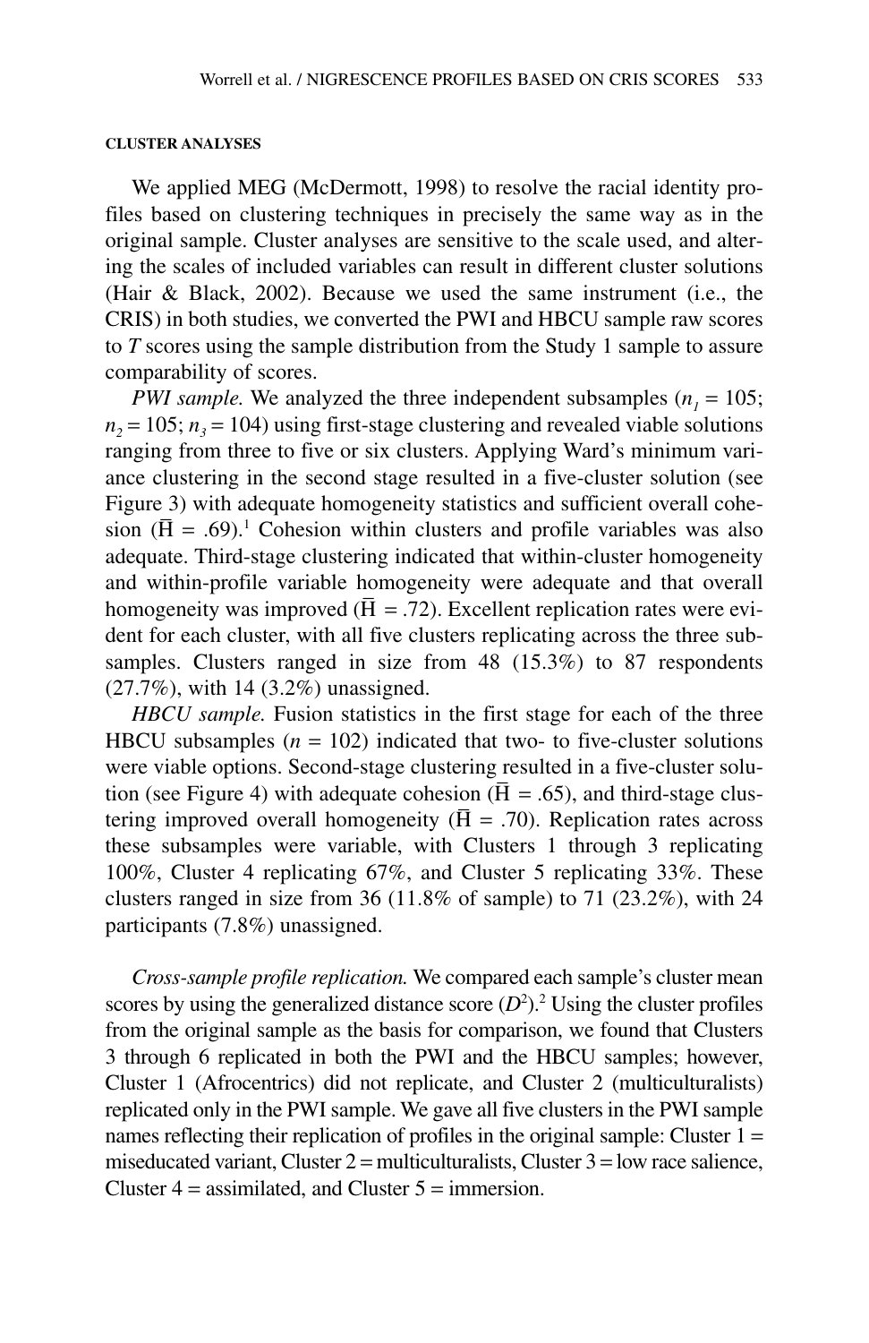#### CLUSTER ANALYSES

We applied MEG (McDermott, 1998) to resolve the racial identity profiles based on clustering techniques in precisely the same way as in the original sample. Cluster analyses are sensitive to the scale used, and altering the scales of included variables can result in different cluster solutions (Hair & Black, 2002). Because we used the same instrument (i.e., the CRIS) in both studies, we converted the PWI and HBCU sample raw scores to *T* scores using the sample distribution from the Study 1 sample to assure comparability of scores.

*PWI sample.* We analyzed the three independent subsamples ($n_1 = 105$; $n_2 = 105$; $n_3 = 104$) using first-stage clustering and revealed viable solutions ranging from three to five or six clusters. Applying Ward's minimum variance clustering in the second stage resulted in a five-cluster solution (see Figure 3) with adequate homogeneity statistics and sufficient overall cohesion ($\bar{H} = .69$).[1] Cohesion within clusters and profile variables was also adequate. Third-stage clustering indicated that within-cluster homogeneity and within-profile variable homogeneity were adequate and that overall homogeneity was improved ($\bar{H} = .72$). Excellent replication rates were evident for each cluster, with all five clusters replicating across the three subsamples. Clusters ranged in size from 48 (15.3%) to 87 respondents (27.7%), with 14 (3.2%) unassigned.

*HBCU sample.* Fusion statistics in the first stage for each of the three HBCU subsamples ($n = 102$) indicated that two- to five-cluster solutions were viable options. Second-stage clustering resulted in a five-cluster solution (see Figure 4) with adequate cohesion ($\bar{H} = .65$), and third-stage clustering improved overall homogeneity ($\bar{H} = .70$). Replication rates across these subsamples were variable, with Clusters 1 through 3 replicating 100%, Cluster 4 replicating 67%, and Cluster 5 replicating 33%. These clusters ranged in size from 36 (11.8% of sample) to 71 (23.2%), with 24 participants (7.8%) unassigned.

*Cross-sample profile replication.* We compared each sample's cluster mean scores by using the generalized distance score ($D^2$).[2] Using the cluster profiles from the original sample as the basis for comparison, we found that Clusters 3 through 6 replicated in both the PWI and the HBCU samples; however, Cluster 1 (Afrocentrics) did not replicate, and Cluster 2 (multiculturalists) replicated only in the PWI sample. We gave all five clusters in the PWI sample names reflecting their replication of profiles in the original sample: Cluster 1 = miseducated variant, Cluster 2 = multiculturalists, Cluster 3 = low race salience, Cluster 4 = assimilated, and Cluster 5 = immersion.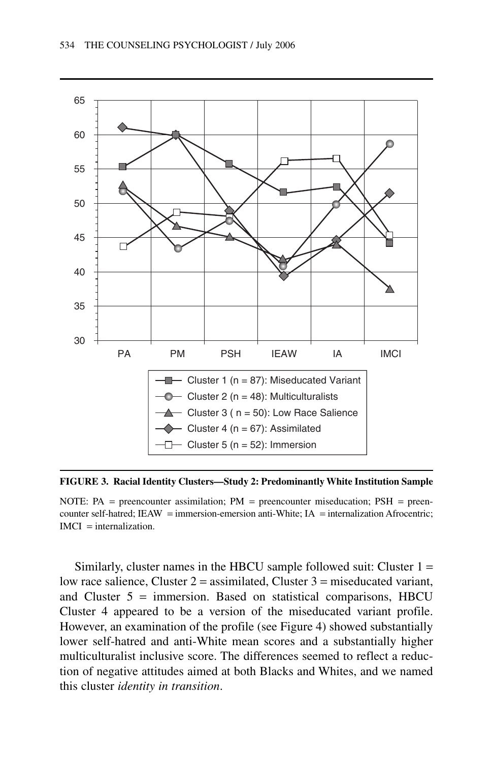**FIGURE 3. Racial Identity Clusters—Study 2: Predominantly White Institution Sample**

NOTE: PA = preencounter assimilation; PM = preencounter miseducation; PSH = preencounter self-hatred; IEAW = immersion-emersion anti-White; IA = internalization Afrocentric; IMCI = internalization.

Similarly, cluster names in the HBCU sample followed suit: Cluster 1 = low race salience, Cluster 2 = assimilated, Cluster 3 = miseducated variant, and Cluster 5 = immersion. Based on statistical comparisons, HBCU Cluster 4 appeared to be a version of the miseducated variant profile. However, an examination of the profile (see Figure 4) showed substantially lower self-hatred and anti-White mean scores and a substantially higher multiculturalist inclusive score. The differences seemed to reflect a reduction of negative attitudes aimed at both Blacks and Whites, and we named this cluster *identity in transition*.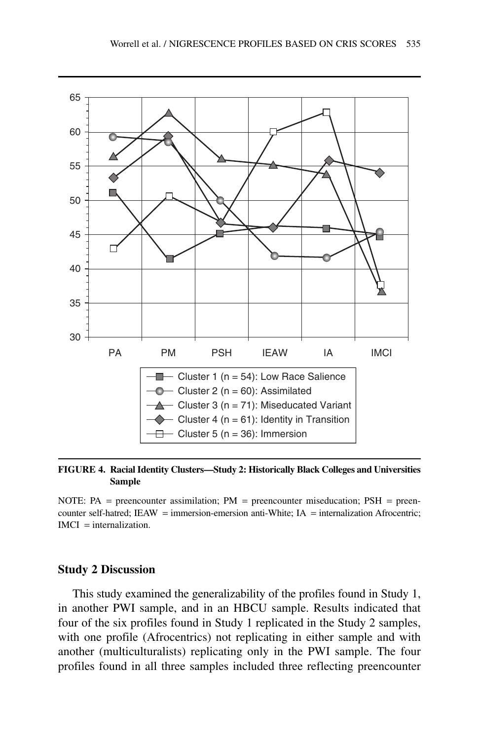**FIGURE 4. Racial Identity Clusters—Study 2: Historically Black Colleges and Universities Sample**

NOTE: PA = preencounter assimilation; PM = preencounter miseducation; PSH = preencounter self-hatred; IEAW = immersion-emersion anti-White; IA = internalization Afrocentric; IMCI = internalization.

### Study 2 Discussion

This study examined the generalizability of the profiles found in Study 1, in another PWI sample, and in an HBCU sample. Results indicated that four of the six profiles found in Study 1 replicated in the Study 2 samples, with one profile (Afrocentrics) not replicating in either sample and with another (multiculturalists) replicating only in the PWI sample. The four profiles found in all three samples included three reflecting preencounter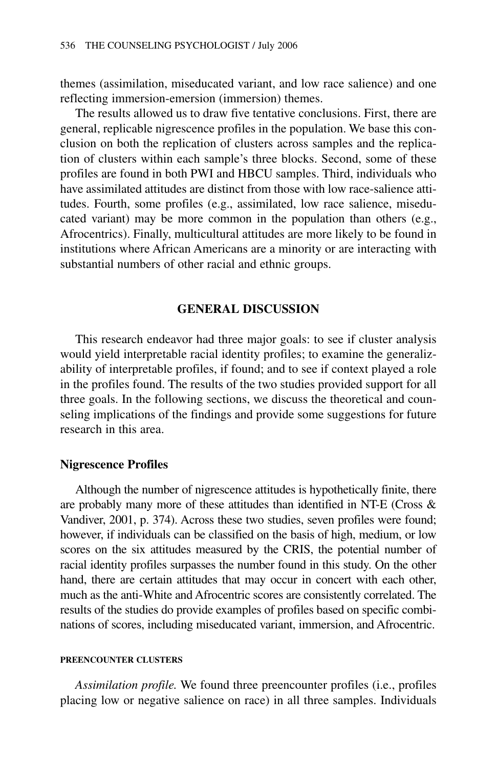themes (assimilation, miseducated variant, and low race salience) and one reflecting immersion-emersion (immersion) themes.

The results allowed us to draw five tentative conclusions. First, there are general, replicable nigrescence profiles in the population. We base this conclusion on both the replication of clusters across samples and the replication of clusters within each sample's three blocks. Second, some of these profiles are found in both PWI and HBCU samples. Third, individuals who have assimilated attitudes are distinct from those with low race-salience attitudes. Fourth, some profiles (e.g., assimilated, low race salience, miseducated variant) may be more common in the population than others (e.g., Afrocentrics). Finally, multicultural attitudes are more likely to be found in institutions where African Americans are a minority or are interacting with substantial numbers of other racial and ethnic groups.

## GENERAL DISCUSSION

This research endeavor had three major goals: to see if cluster analysis would yield interpretable racial identity profiles; to examine the generalizability of interpretable profiles, if found; and to see if context played a role in the profiles found. The results of the two studies provided support for all three goals. In the following sections, we discuss the theoretical and counseling implications of the findings and provide some suggestions for future research in this area.

### Nigrescence Profiles

Although the number of nigrescence attitudes is hypothetically finite, there are probably many more of these attitudes than identified in NT-E (Cross & Vandiver, 2001, p. 374). Across these two studies, seven profiles were found; however, if individuals can be classified on the basis of high, medium, or low scores on the six attitudes measured by the CRIS, the potential number of racial identity profiles surpasses the number found in this study. On the other hand, there are certain attitudes that may occur in concert with each other, much as the anti-White and Afrocentric scores are consistently correlated. The results of the studies do provide examples of profiles based on specific combinations of scores, including miseducated variant, immersion, and Afrocentric.

#### PREENCOUNTER CLUSTERS

*Assimilation profile.* We found three preencounter profiles (i.e., profiles placing low or negative salience on race) in all three samples. Individuals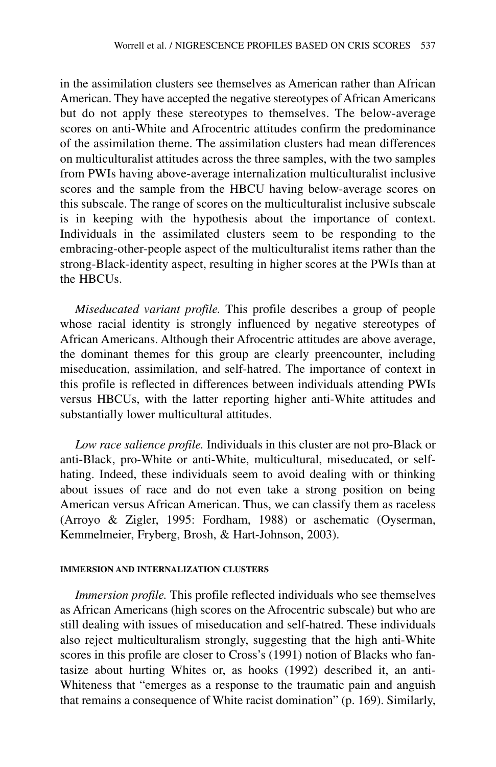in the assimilation clusters see themselves as American rather than African American. They have accepted the negative stereotypes of African Americans but do not apply these stereotypes to themselves. The below-average scores on anti-White and Afrocentric attitudes confirm the predominance of the assimilation theme. The assimilation clusters had mean differences on multiculturalist attitudes across the three samples, with the two samples from PWIs having above-average internalization multiculturalist inclusive scores and the sample from the HBCU having below-average scores on this subscale. The range of scores on the multiculturalist inclusive subscale is in keeping with the hypothesis about the importance of context. Individuals in the assimilated clusters seem to be responding to the embracing-other-people aspect of the multiculturalist items rather than the strong-Black-identity aspect, resulting in higher scores at the PWIs than at the HBCUs.

*Miseducated variant profile.* This profile describes a group of people whose racial identity is strongly influenced by negative stereotypes of African Americans. Although their Afrocentric attitudes are above average, the dominant themes for this group are clearly preencounter, including miseducation, assimilation, and self-hatred. The importance of context in this profile is reflected in differences between individuals attending PWIs versus HBCUs, with the latter reporting higher anti-White attitudes and substantially lower multicultural attitudes.

*Low race salience profile.* Individuals in this cluster are not pro-Black or anti-Black, pro-White or anti-White, multicultural, miseducated, or self-hating. Indeed, these individuals seem to avoid dealing with or thinking about issues of race and do not even take a strong position on being American versus African American. Thus, we can classify them as raceless (Arroyo & Zigler, 1995: Fordham, 1988) or aschematic (Oyserman, Kemmelmeier, Fryberg, Brosh, & Hart-Johnson, 2003).

#### IMMERSION AND INTERNALIZATION CLUSTERS

*Immersion profile.* This profile reflected individuals who see themselves as African Americans (high scores on the Afrocentric subscale) but who are still dealing with issues of miseducation and self-hatred. These individuals also reject multiculturalism strongly, suggesting that the high anti-White scores in this profile are closer to Cross's (1991) notion of Blacks who fantasize about hurting Whites or, as hooks (1992) described it, an anti-Whiteness that "emerges as a response to the traumatic pain and anguish that remains a consequence of White racist domination" (p. 169). Similarly,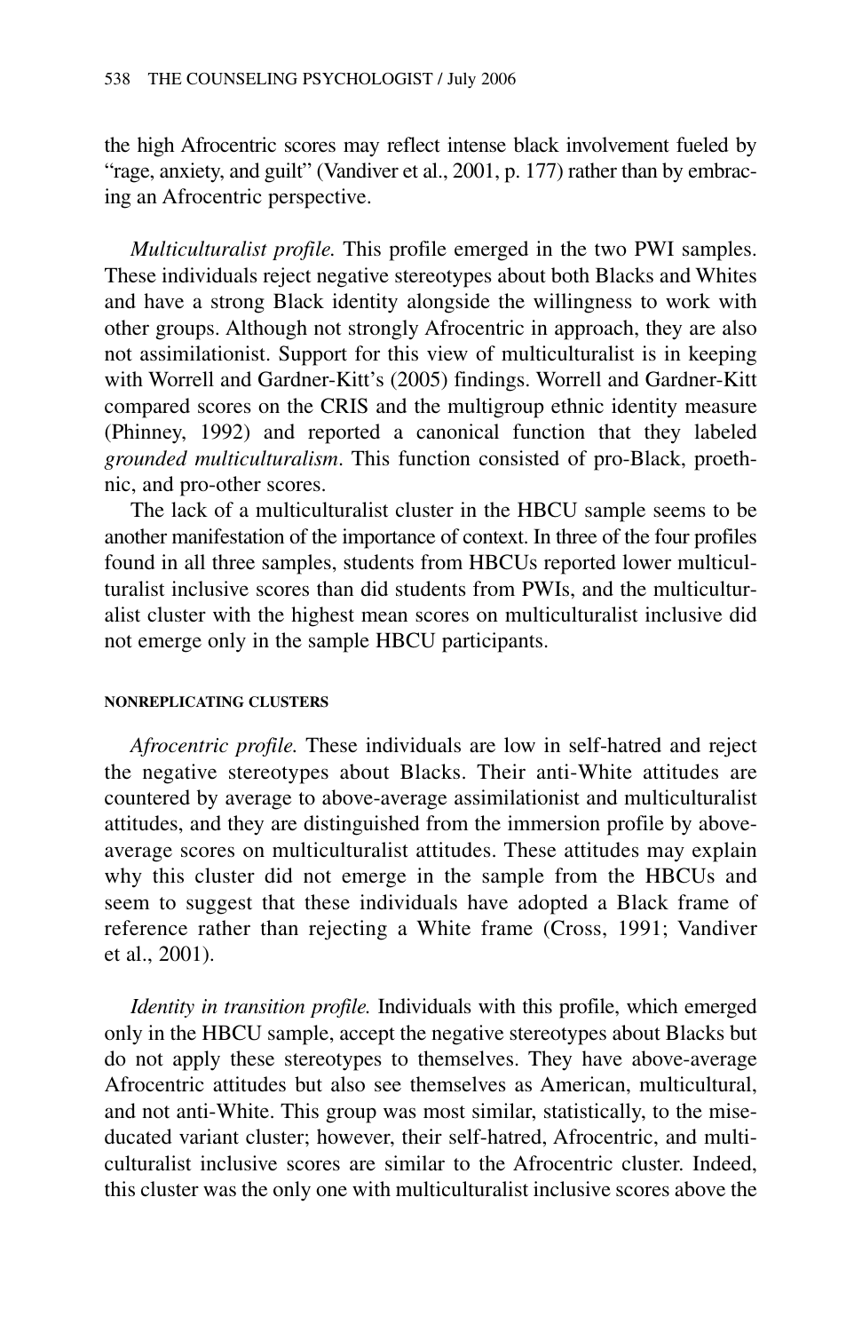the high Afrocentric scores may reflect intense black involvement fueled by "rage, anxiety, and guilt" (Vandiver et al., 2001, p. 177) rather than by embracing an Afrocentric perspective.

*Multiculturalist profile.* This profile emerged in the two PWI samples. These individuals reject negative stereotypes about both Blacks and Whites and have a strong Black identity alongside the willingness to work with other groups. Although not strongly Afrocentric in approach, they are also not assimilationist. Support for this view of multiculturalist is in keeping with Worrell and Gardner-Kitt's (2005) findings. Worrell and Gardner-Kitt compared scores on the CRIS and the multigroup ethnic identity measure (Phinney, 1992) and reported a canonical function that they labeled *grounded multiculturalism*. This function consisted of pro-Black, proethnic, and pro-other scores.

The lack of a multiculturalist cluster in the HBCU sample seems to be another manifestation of the importance of context. In three of the four profiles found in all three samples, students from HBCUs reported lower multiculturalist inclusive scores than did students from PWIs, and the multiculturalist cluster with the highest mean scores on multiculturalist inclusive did not emerge only in the sample HBCU participants.

#### NONREPLICATING CLUSTERS

*Afrocentric profile.* These individuals are low in self-hatred and reject the negative stereotypes about Blacks. Their anti-White attitudes are countered by average to above-average assimilationist and multiculturalist attitudes, and they are distinguished from the immersion profile by above-average scores on multiculturalist attitudes. These attitudes may explain why this cluster did not emerge in the sample from the HBCUs and seem to suggest that these individuals have adopted a Black frame of reference rather than rejecting a White frame (Cross, 1991; Vandiver et al., 2001).

*Identity in transition profile.* Individuals with this profile, which emerged only in the HBCU sample, accept the negative stereotypes about Blacks but do not apply these stereotypes to themselves. They have above-average Afrocentric attitudes but also see themselves as American, multicultural, and not anti-White. This group was most similar, statistically, to the miseducated variant cluster; however, their self-hatred, Afrocentric, and multiculturalist inclusive scores are similar to the Afrocentric cluster. Indeed, this cluster was the only one with multiculturalist inclusive scores above the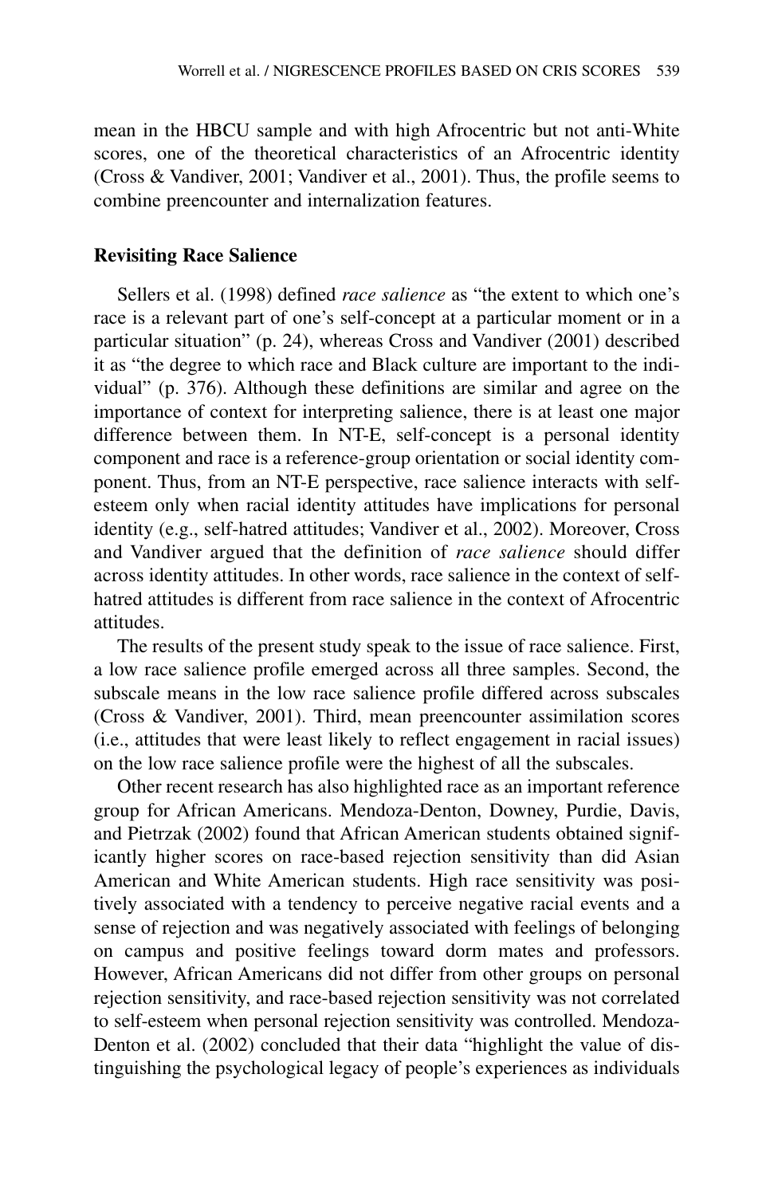mean in the HBCU sample and with high Afrocentric but not anti-White scores, one of the theoretical characteristics of an Afrocentric identity (Cross & Vandiver, 2001; Vandiver et al., 2001). Thus, the profile seems to combine preencounter and internalization features.

### Revisiting Race Salience

Sellers et al. (1998) defined *race salience* as "the extent to which one's race is a relevant part of one's self-concept at a particular moment or in a particular situation" (p. 24), whereas Cross and Vandiver (2001) described it as "the degree to which race and Black culture are important to the individual" (p. 376). Although these definitions are similar and agree on the importance of context for interpreting salience, there is at least one major difference between them. In NT-E, self-concept is a personal identity component and race is a reference-group orientation or social identity component. Thus, from an NT-E perspective, race salience interacts with self-esteem only when racial identity attitudes have implications for personal identity (e.g., self-hatred attitudes; Vandiver et al., 2002). Moreover, Cross and Vandiver argued that the definition of *race salience* should differ across identity attitudes. In other words, race salience in the context of self-hatred attitudes is different from race salience in the context of Afrocentric attitudes.

The results of the present study speak to the issue of race salience. First, a low race salience profile emerged across all three samples. Second, the subscale means in the low race salience profile differed across subscales (Cross & Vandiver, 2001). Third, mean preencounter assimilation scores (i.e., attitudes that were least likely to reflect engagement in racial issues) on the low race salience profile were the highest of all the subscales.

Other recent research has also highlighted race as an important reference group for African Americans. Mendoza-Denton, Downey, Purdie, Davis, and Pietrzak (2002) found that African American students obtained significantly higher scores on race-based rejection sensitivity than did Asian American and White American students. High race sensitivity was positively associated with a tendency to perceive negative racial events and a sense of rejection and was negatively associated with feelings of belonging on campus and positive feelings toward dorm mates and professors. However, African Americans did not differ from other groups on personal rejection sensitivity, and race-based rejection sensitivity was not correlated to self-esteem when personal rejection sensitivity was controlled. Mendoza-Denton et al. (2002) concluded that their data "highlight the value of distinguishing the psychological legacy of people's experiences as individuals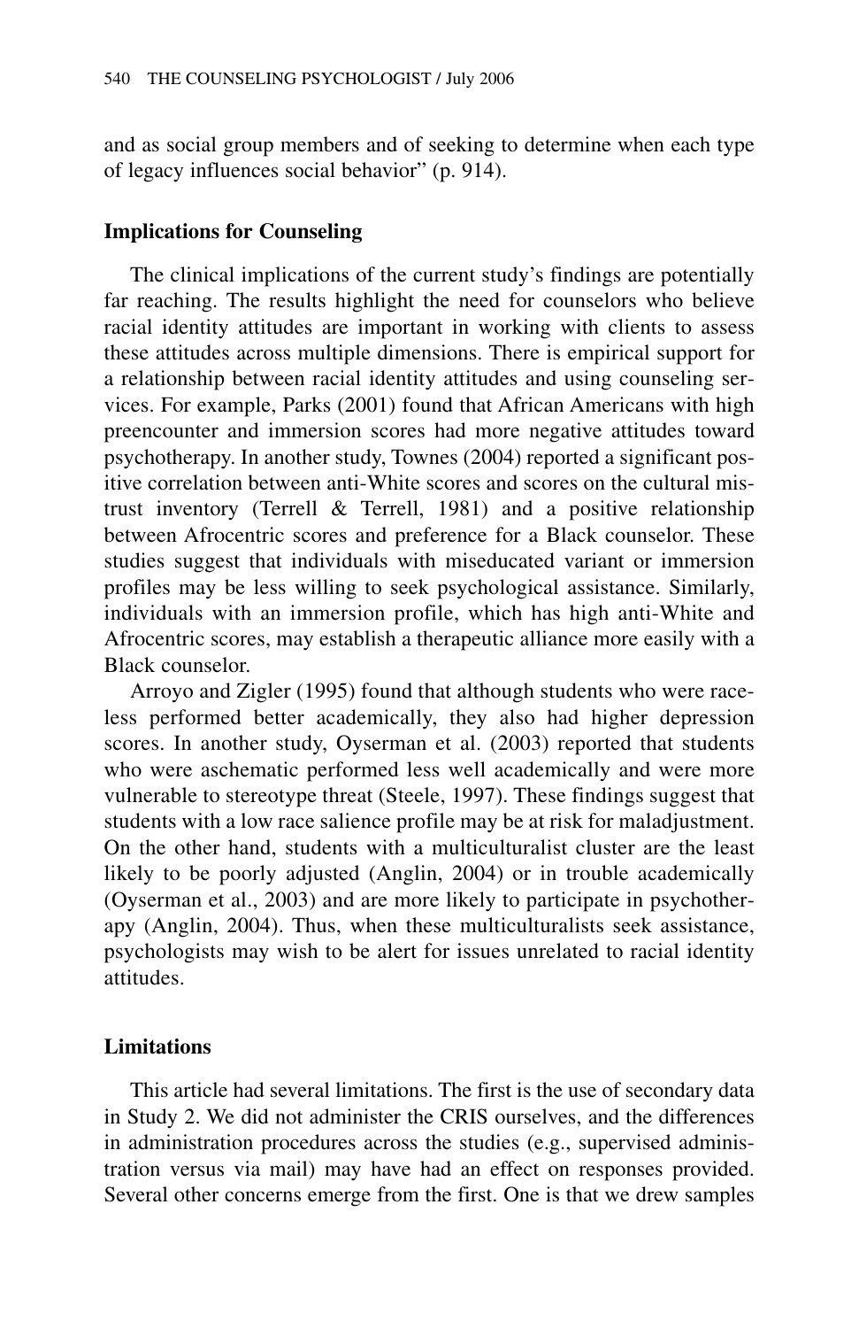and as social group members and of seeking to determine when each type of legacy influences social behavior" (p. 914).

### Implications for Counseling

The clinical implications of the current study's findings are potentially far reaching. The results highlight the need for counselors who believe racial identity attitudes are important in working with clients to assess these attitudes across multiple dimensions. There is empirical support for a relationship between racial identity attitudes and using counseling services. For example, Parks (2001) found that African Americans with high preencounter and immersion scores had more negative attitudes toward psychotherapy. In another study, Townes (2004) reported a significant positive correlation between anti-White scores and scores on the cultural mistrust inventory (Terrell & Terrell, 1981) and a positive relationship between Afrocentric scores and preference for a Black counselor. These studies suggest that individuals with miseducated variant or immersion profiles may be less willing to seek psychological assistance. Similarly, individuals with an immersion profile, which has high anti-White and Afrocentric scores, may establish a therapeutic alliance more easily with a Black counselor.

Arroyo and Zigler (1995) found that although students who were raceless performed better academically, they also had higher depression scores. In another study, Oyserman et al. (2003) reported that students who were aschematic performed less well academically and were more vulnerable to stereotype threat (Steele, 1997). These findings suggest that students with a low race salience profile may be at risk for maladjustment. On the other hand, students with a multiculturalist cluster are the least likely to be poorly adjusted (Anglin, 2004) or in trouble academically (Oyserman et al., 2003) and are more likely to participate in psychotherapy (Anglin, 2004). Thus, when these multiculturalists seek assistance, psychologists may wish to be alert for issues unrelated to racial identity attitudes.

### Limitations

This article had several limitations. The first is the use of secondary data in Study 2. We did not administer the CRIS ourselves, and the differences in administration procedures across the studies (e.g., supervised administration versus via mail) may have had an effect on responses provided. Several other concerns emerge from the first. One is that we drew samples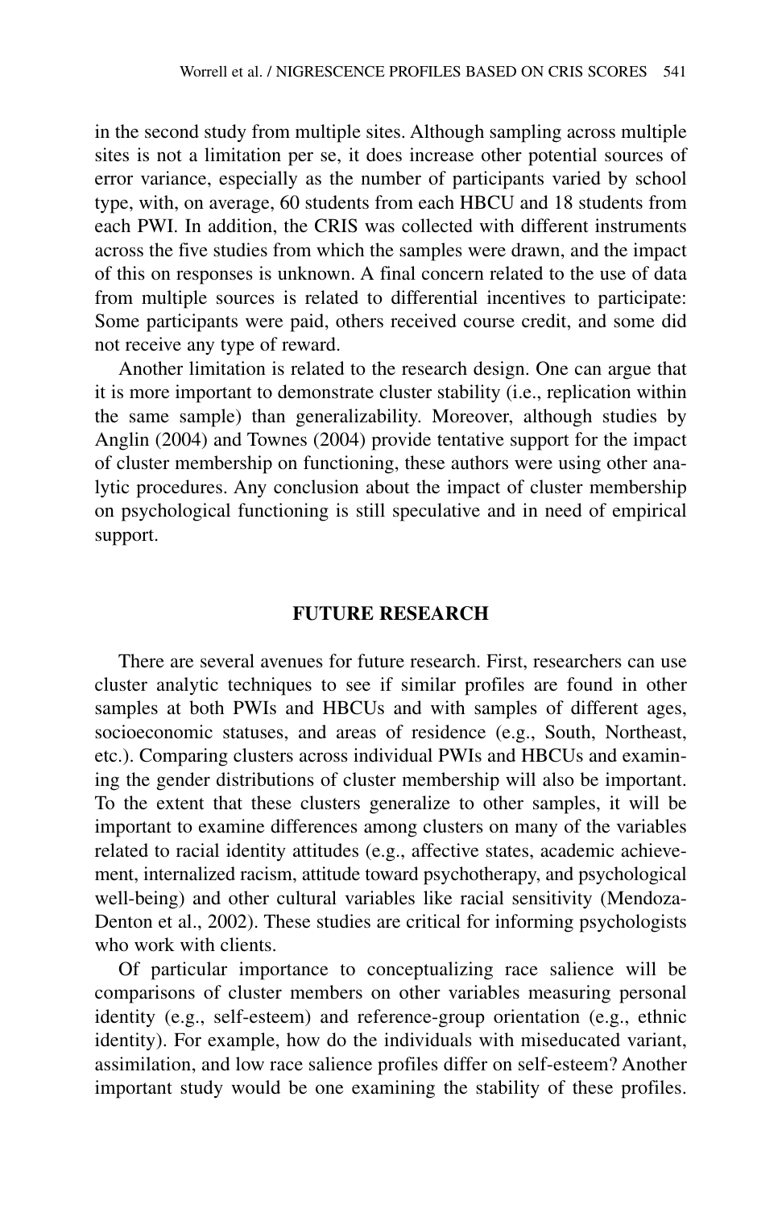in the second study from multiple sites. Although sampling across multiple sites is not a limitation per se, it does increase other potential sources of error variance, especially as the number of participants varied by school type, with, on average, 60 students from each HBCU and 18 students from each PWI. In addition, the CRIS was collected with different instruments across the five studies from which the samples were drawn, and the impact of this on responses is unknown. A final concern related to the use of data from multiple sources is related to differential incentives to participate: Some participants were paid, others received course credit, and some did not receive any type of reward.

Another limitation is related to the research design. One can argue that it is more important to demonstrate cluster stability (i.e., replication within the same sample) than generalizability. Moreover, although studies by Anglin (2004) and Townes (2004) provide tentative support for the impact of cluster membership on functioning, these authors were using other analytic procedures. Any conclusion about the impact of cluster membership on psychological functioning is still speculative and in need of empirical support.

## FUTURE RESEARCH

There are several avenues for future research. First, researchers can use cluster analytic techniques to see if similar profiles are found in other samples at both PWIs and HBCUs and with samples of different ages, socioeconomic statuses, and areas of residence (e.g., South, Northeast, etc.). Comparing clusters across individual PWIs and HBCUs and examining the gender distributions of cluster membership will also be important. To the extent that these clusters generalize to other samples, it will be important to examine differences among clusters on many of the variables related to racial identity attitudes (e.g., affective states, academic achievement, internalized racism, attitude toward psychotherapy, and psychological well-being) and other cultural variables like racial sensitivity (Mendoza-Denton et al., 2002). These studies are critical for informing psychologists who work with clients.

Of particular importance to conceptualizing race salience will be comparisons of cluster members on other variables measuring personal identity (e.g., self-esteem) and reference-group orientation (e.g., ethnic identity). For example, how do the individuals with miseducated variant, assimilation, and low race salience profiles differ on self-esteem? Another important study would be one examining the stability of these profiles.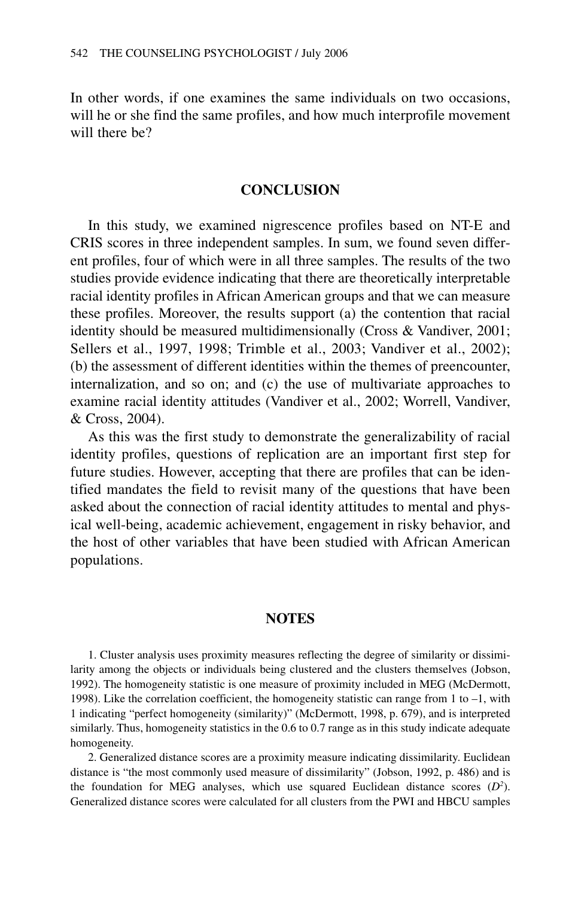In other words, if one examines the same individuals on two occasions, will he or she find the same profiles, and how much interprofile movement will there be?

## CONCLUSION

In this study, we examined nigrescence profiles based on NT-E and CRIS scores in three independent samples. In sum, we found seven different profiles, four of which were in all three samples. The results of the two studies provide evidence indicating that there are theoretically interpretable racial identity profiles in African American groups and that we can measure these profiles. Moreover, the results support (a) the contention that racial identity should be measured multidimensionally (Cross & Vandiver, 2001; Sellers et al., 1997, 1998; Trimble et al., 2003; Vandiver et al., 2002); (b) the assessment of different identities within the themes of preencounter, internalization, and so on; and (c) the use of multivariate approaches to examine racial identity attitudes (Vandiver et al., 2002; Worrell, Vandiver, & Cross, 2004).

As this was the first study to demonstrate the generalizability of racial identity profiles, questions of replication are an important first step for future studies. However, accepting that there are profiles that can be identified mandates the field to revisit many of the questions that have been asked about the connection of racial identity attitudes to mental and physical well-being, academic achievement, engagement in risky behavior, and the host of other variables that have been studied with African American populations.

## NOTES

1. Cluster analysis uses proximity measures reflecting the degree of similarity or dissimilarity among the objects or individuals being clustered and the clusters themselves (Jobson, 1992). The homogeneity statistic is one measure of proximity included in MEG (McDermott, 1998). Like the correlation coefficient, the homogeneity statistic can range from 1 to –1, with 1 indicating "perfect homogeneity (similarity)" (McDermott, 1998, p. 679), and is interpreted similarly. Thus, homogeneity statistics in the 0.6 to 0.7 range as in this study indicate adequate homogeneity.

2. Generalized distance scores are a proximity measure indicating dissimilarity. Euclidean distance is "the most commonly used measure of dissimilarity" (Jobson, 1992, p. 486) and is the foundation for MEG analyses, which use squared Euclidean distance scores ($D^2$). Generalized distance scores were calculated for all clusters from the PWI and HBCU samples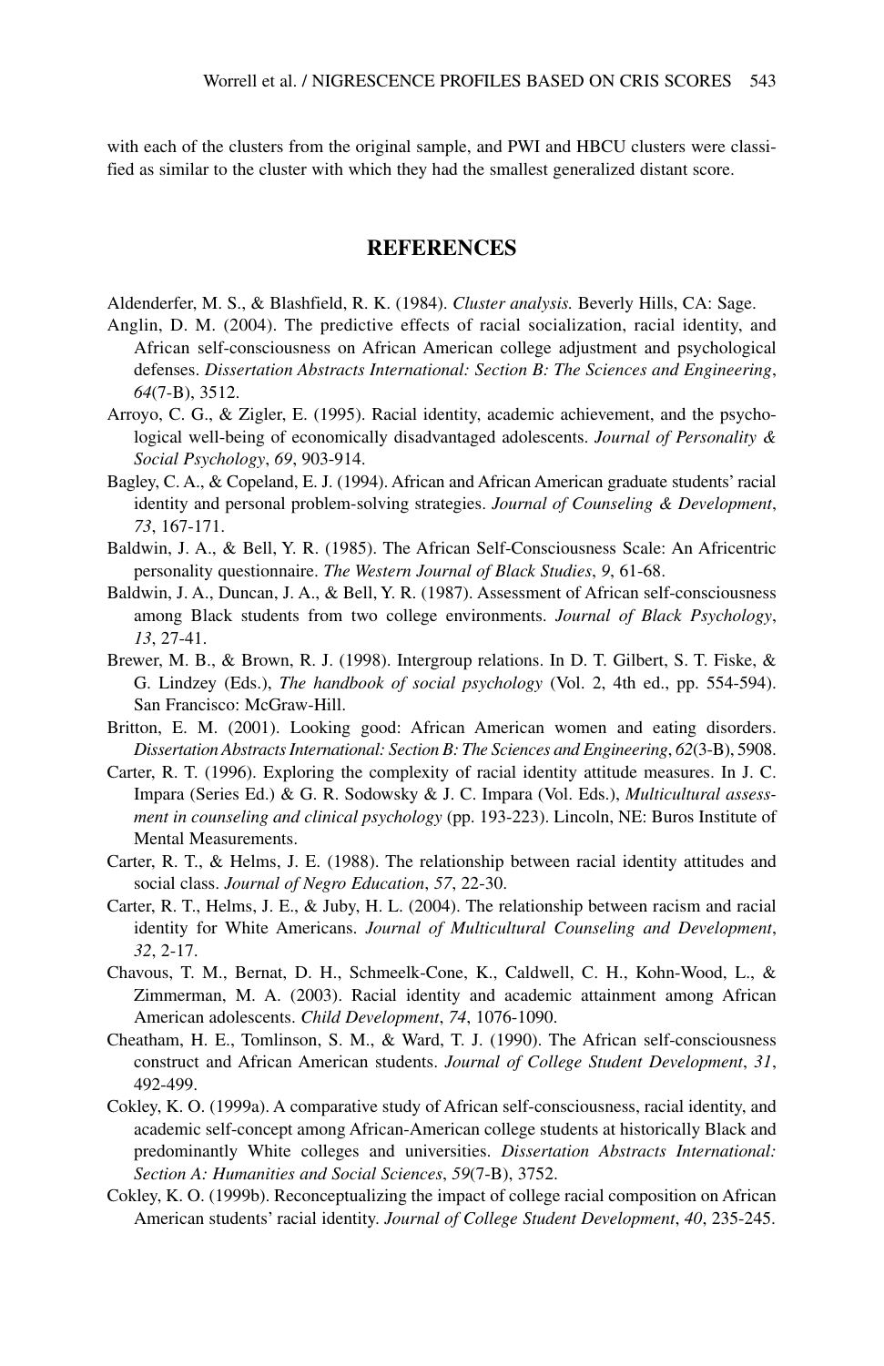with each of the clusters from the original sample, and PWI and HBCU clusters were classified as similar to the cluster with which they had the smallest generalized distant score.

## REFERENCES

Aldenderfer, M. S., & Blashfield, R. K. (1984). *Cluster analysis.* Beverly Hills, CA: Sage.

Anglin, D. M. (2004). The predictive effects of racial socialization, racial identity, and African self-consciousness on African American college adjustment and psychological defenses. *Dissertation Abstracts International: Section B: The Sciences and Engineering*, *64*(7-B), 3512.

Arroyo, C. G., & Zigler, E. (1995). Racial identity, academic achievement, and the psychological well-being of economically disadvantaged adolescents. *Journal of Personality & Social Psychology*, *69*, 903-914.

Bagley, C. A., & Copeland, E. J. (1994). African and African American graduate students' racial identity and personal problem-solving strategies. *Journal of Counseling & Development*, *73*, 167-171.

Baldwin, J. A., & Bell, Y. R. (1985). The African Self-Consciousness Scale: An Africentric personality questionnaire. *The Western Journal of Black Studies*, *9*, 61-68.

Baldwin, J. A., Duncan, J. A., & Bell, Y. R. (1987). Assessment of African self-consciousness among Black students from two college environments. *Journal of Black Psychology*, *13*, 27-41.

Brewer, M. B., & Brown, R. J. (1998). Intergroup relations. In D. T. Gilbert, S. T. Fiske, & G. Lindzey (Eds.), *The handbook of social psychology* (Vol. 2, 4th ed., pp. 554-594). San Francisco: McGraw-Hill.

Britton, E. M. (2001). Looking good: African American women and eating disorders. *Dissertation Abstracts International: Section B: The Sciences and Engineering*, *62*(3-B), 5908.

Carter, R. T. (1996). Exploring the complexity of racial identity attitude measures. In J. C. Impara (Series Ed.) & G. R. Sodowsky & J. C. Impara (Vol. Eds.), *Multicultural assessment in counseling and clinical psychology* (pp. 193-223). Lincoln, NE: Buros Institute of Mental Measurements.

Carter, R. T., & Helms, J. E. (1988). The relationship between racial identity attitudes and social class. *Journal of Negro Education*, *57*, 22-30.

Carter, R. T., Helms, J. E., & Juby, H. L. (2004). The relationship between racism and racial identity for White Americans. *Journal of Multicultural Counseling and Development*, *32*, 2-17.

Chavous, T. M., Bernat, D. H., Schmeelk-Cone, K., Caldwell, C. H., Kohn-Wood, L., & Zimmerman, M. A. (2003). Racial identity and academic attainment among African American adolescents. *Child Development*, *74*, 1076-1090.

Cheatham, H. E., Tomlinson, S. M., & Ward, T. J. (1990). The African self-consciousness construct and African American students. *Journal of College Student Development*, *31*, 492-499.

Cokley, K. O. (1999a). A comparative study of African self-consciousness, racial identity, and academic self-concept among African-American college students at historically Black and predominantly White colleges and universities. *Dissertation Abstracts International: Section A: Humanities and Social Sciences*, *59*(7-B), 3752.

Cokley, K. O. (1999b). Reconceptualizing the impact of college racial composition on African American students' racial identity. *Journal of College Student Development*, *40*, 235-245.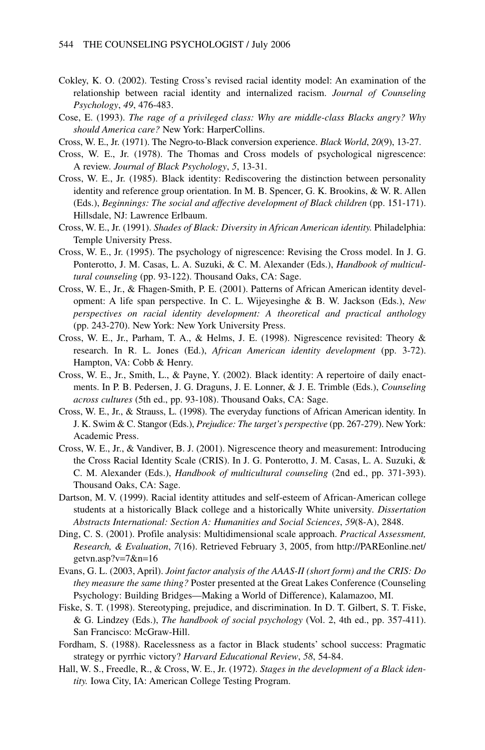Cokley, K. O. (2002). Testing Cross's revised racial identity model: An examination of the relationship between racial identity and internalized racism. *Journal of Counseling Psychology*, *49*, 476-483.

Cose, E. (1993). *The rage of a privileged class: Why are middle-class Blacks angry? Why should America care?* New York: HarperCollins.

Cross, W. E., Jr. (1971). The Negro-to-Black conversion experience. *Black World*, *20*(9), 13-27.

Cross, W. E., Jr. (1978). The Thomas and Cross models of psychological nigrescence: A review. *Journal of Black Psychology*, *5*, 13-31.

Cross, W. E., Jr. (1985). Black identity: Rediscovering the distinction between personality identity and reference group orientation. In M. B. Spencer, G. K. Brookins, & W. R. Allen (Eds.), *Beginnings: The social and affective development of Black children* (pp. 151-171). Hillsdale, NJ: Lawrence Erlbaum.

Cross, W. E., Jr. (1991). *Shades of Black: Diversity in African American identity.* Philadelphia: Temple University Press.

Cross, W. E., Jr. (1995). The psychology of nigrescence: Revising the Cross model. In J. G. Ponterotto, J. M. Casas, L. A. Suzuki, & C. M. Alexander (Eds.), *Handbook of multicultural counseling* (pp. 93-122). Thousand Oaks, CA: Sage.

Cross, W. E., Jr., & Fhagen-Smith, P. E. (2001). Patterns of African American identity development: A life span perspective. In C. L. Wijeyesinghe & B. W. Jackson (Eds.), *New perspectives on racial identity development: A theoretical and practical anthology* (pp. 243-270). New York: New York University Press.

Cross, W. E., Jr., Parham, T. A., & Helms, J. E. (1998). Nigrescence revisited: Theory & research. In R. L. Jones (Ed.), *African American identity development* (pp. 3-72). Hampton, VA: Cobb & Henry.

Cross, W. E., Jr., Smith, L., & Payne, Y. (2002). Black identity: A repertoire of daily enactments. In P. B. Pedersen, J. G. Draguns, J. E. Lonner, & J. E. Trimble (Eds.), *Counseling across cultures* (5th ed., pp. 93-108). Thousand Oaks, CA: Sage.

Cross, W. E., Jr., & Strauss, L. (1998). The everyday functions of African American identity. In J. K. Swim & C. Stangor (Eds.), *Prejudice: The target's perspective* (pp. 267-279). New York: Academic Press.

Cross, W. E., Jr., & Vandiver, B. J. (2001). Nigrescence theory and measurement: Introducing the Cross Racial Identity Scale (CRIS). In J. G. Ponterotto, J. M. Casas, L. A. Suzuki, & C. M. Alexander (Eds.), *Handbook of multicultural counseling* (2nd ed., pp. 371-393). Thousand Oaks, CA: Sage.

Dartson, M. V. (1999). Racial identity attitudes and self-esteem of African-American college students at a historically Black college and a historically White university. *Dissertation Abstracts International: Section A: Humanities and Social Sciences*, *59*(8-A), 2848.

Ding, C. S. (2001). Profile analysis: Multidimensional scale approach. *Practical Assessment, Research, & Evaluation*, *7*(16). Retrieved February 3, 2005, from http://PAREonline.net/getvn.asp?v=7&n=16

Evans, G. L. (2003, April). *Joint factor analysis of the AAAS-II (short form) and the CRIS: Do they measure the same thing?* Poster presented at the Great Lakes Conference (Counseling Psychology: Building Bridges—Making a World of Difference), Kalamazoo, MI.

Fiske, S. T. (1998). Stereotyping, prejudice, and discrimination. In D. T. Gilbert, S. T. Fiske, & G. Lindzey (Eds.), *The handbook of social psychology* (Vol. 2, 4th ed., pp. 357-411). San Francisco: McGraw-Hill.

Fordham, S. (1988). Racelessness as a factor in Black students' school success: Pragmatic strategy or pyrrhic victory? *Harvard Educational Review*, *58*, 54-84.

Hall, W. S., Freedle, R., & Cross, W. E., Jr. (1972). *Stages in the development of a Black identity.* Iowa City, IA: American College Testing Program.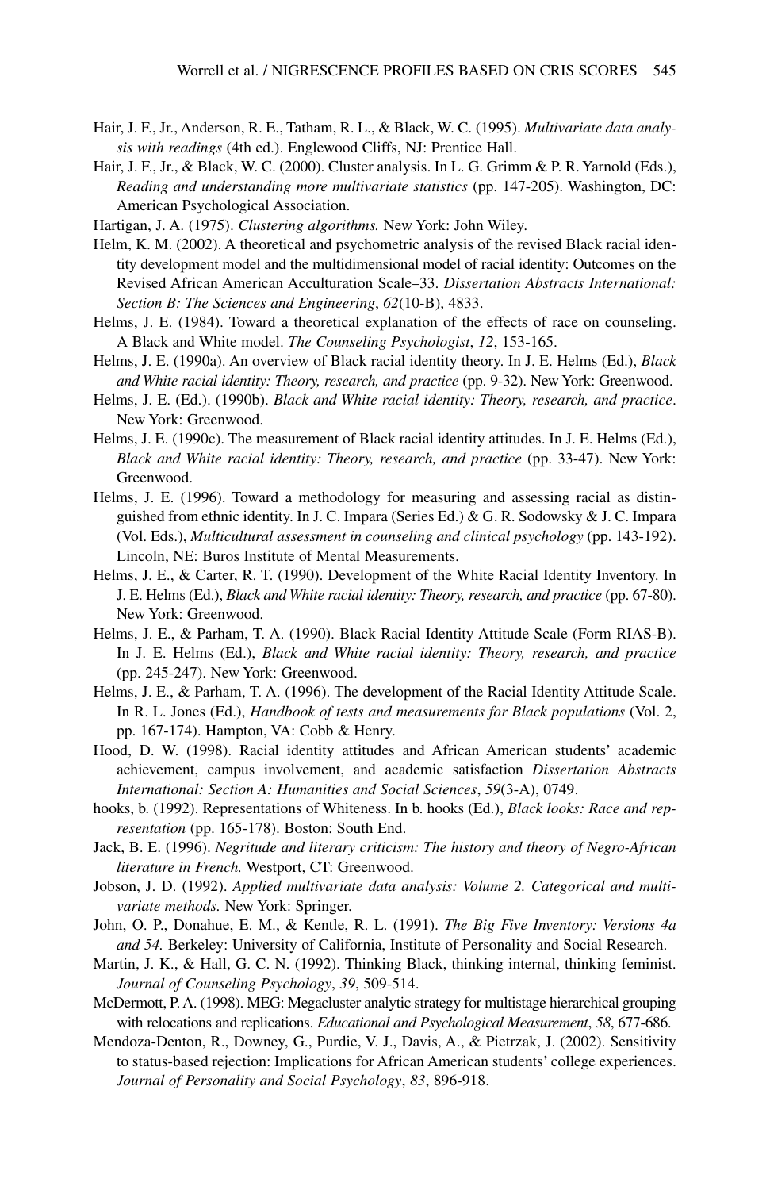Hair, J. F., Jr., Anderson, R. E., Tatham, R. L., & Black, W. C. (1995). *Multivariate data analysis with readings* (4th ed.). Englewood Cliffs, NJ: Prentice Hall.

Hair, J. F., Jr., & Black, W. C. (2000). Cluster analysis. In L. G. Grimm & P. R. Yarnold (Eds.), *Reading and understanding more multivariate statistics* (pp. 147-205). Washington, DC: American Psychological Association.

Hartigan, J. A. (1975). *Clustering algorithms.* New York: John Wiley.

Helm, K. M. (2002). A theoretical and psychometric analysis of the revised Black racial identity development model and the multidimensional model of racial identity: Outcomes on the Revised African American Acculturation Scale–33. *Dissertation Abstracts International: Section B: The Sciences and Engineering*, *62*(10-B), 4833.

Helms, J. E. (1984). Toward a theoretical explanation of the effects of race on counseling. A Black and White model. *The Counseling Psychologist*, *12*, 153-165.

Helms, J. E. (1990a). An overview of Black racial identity theory. In J. E. Helms (Ed.), *Black and White racial identity: Theory, research, and practice* (pp. 9-32). New York: Greenwood.

Helms, J. E. (Ed.). (1990b). *Black and White racial identity: Theory, research, and practice*. New York: Greenwood.

Helms, J. E. (1990c). The measurement of Black racial identity attitudes. In J. E. Helms (Ed.), *Black and White racial identity: Theory, research, and practice* (pp. 33-47). New York: Greenwood.

Helms, J. E. (1996). Toward a methodology for measuring and assessing racial as distinguished from ethnic identity. In J. C. Impara (Series Ed.) & G. R. Sodowsky & J. C. Impara (Vol. Eds.), *Multicultural assessment in counseling and clinical psychology* (pp. 143-192). Lincoln, NE: Buros Institute of Mental Measurements.

Helms, J. E., & Carter, R. T. (1990). Development of the White Racial Identity Inventory. In J. E. Helms (Ed.), *Black and White racial identity: Theory, research, and practice* (pp. 67-80). New York: Greenwood.

Helms, J. E., & Parham, T. A. (1990). Black Racial Identity Attitude Scale (Form RIAS-B). In J. E. Helms (Ed.), *Black and White racial identity: Theory, research, and practice* (pp. 245-247). New York: Greenwood.

Helms, J. E., & Parham, T. A. (1996). The development of the Racial Identity Attitude Scale. In R. L. Jones (Ed.), *Handbook of tests and measurements for Black populations* (Vol. 2, pp. 167-174). Hampton, VA: Cobb & Henry.

Hood, D. W. (1998). Racial identity attitudes and African American students' academic achievement, campus involvement, and academic satisfaction *Dissertation Abstracts International: Section A: Humanities and Social Sciences*, *59*(3-A), 0749.

hooks, b. (1992). Representations of Whiteness. In b. hooks (Ed.), *Black looks: Race and representation* (pp. 165-178). Boston: South End.

Jack, B. E. (1996). *Negritude and literary criticism: The history and theory of Negro-African literature in French.* Westport, CT: Greenwood.

Jobson, J. D. (1992). *Applied multivariate data analysis: Volume 2. Categorical and multivariate methods.* New York: Springer.

John, O. P., Donahue, E. M., & Kentle, R. L. (1991). *The Big Five Inventory: Versions 4a and 54.* Berkeley: University of California, Institute of Personality and Social Research.

Martin, J. K., & Hall, G. C. N. (1992). Thinking Black, thinking internal, thinking feminist. *Journal of Counseling Psychology*, *39*, 509-514.

McDermott, P. A. (1998). MEG: Megacluster analytic strategy for multistage hierarchical grouping with relocations and replications. *Educational and Psychological Measurement*, *58*, 677-686.

Mendoza-Denton, R., Downey, G., Purdie, V. J., Davis, A., & Pietrzak, J. (2002). Sensitivity to status-based rejection: Implications for African American students' college experiences. *Journal of Personality and Social Psychology*, *83*, 896-918.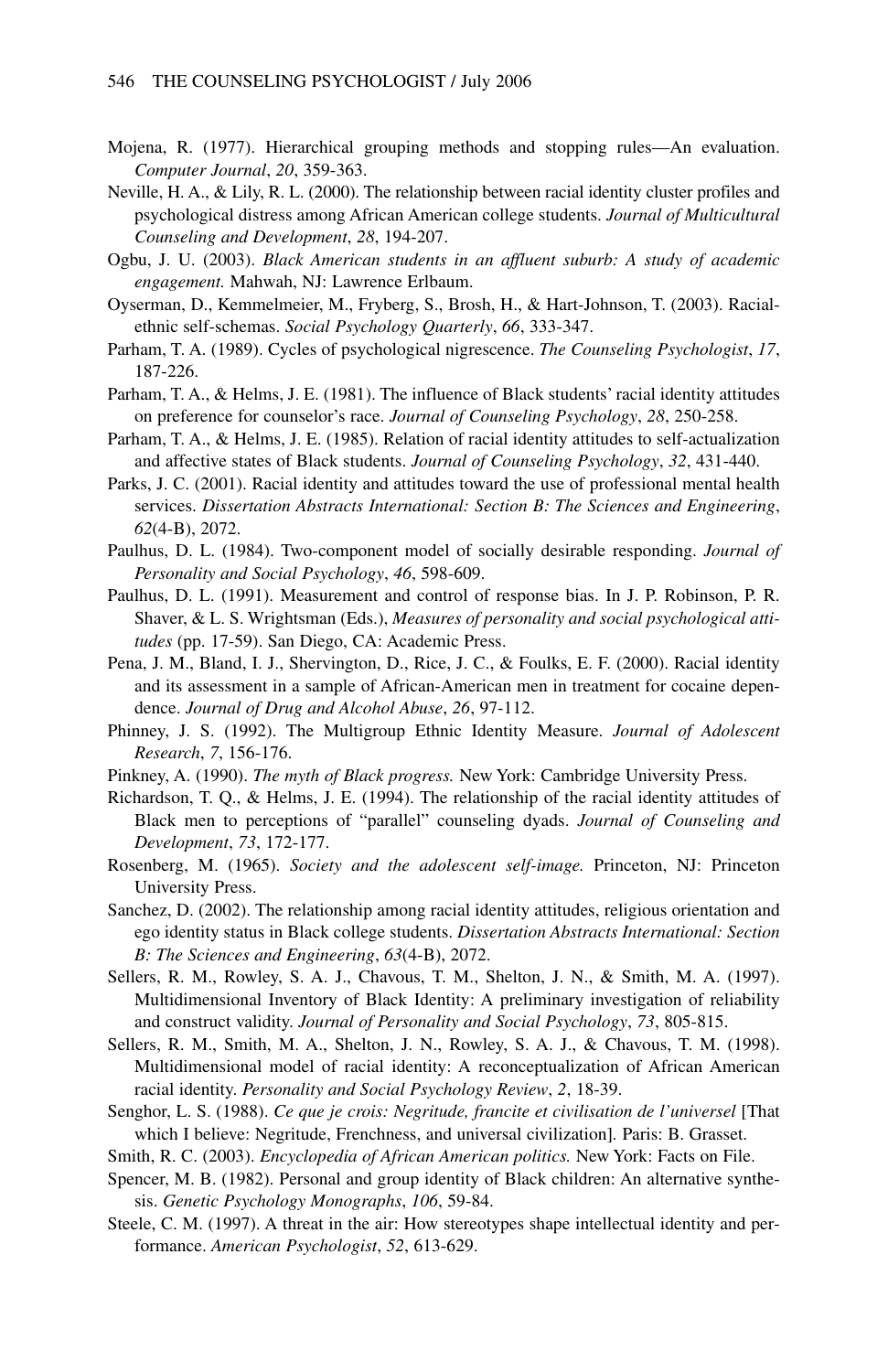Mojena, R. (1977). Hierarchical grouping methods and stopping rules—An evaluation. *Computer Journal*, *20*, 359-363.

Neville, H. A., & Lily, R. L. (2000). The relationship between racial identity cluster profiles and psychological distress among African American college students. *Journal of Multicultural Counseling and Development*, *28*, 194-207.

Ogbu, J. U. (2003). *Black American students in an affluent suburb: A study of academic engagement.* Mahwah, NJ: Lawrence Erlbaum.

Oyserman, D., Kemmelmeier, M., Fryberg, S., Brosh, H., & Hart-Johnson, T. (2003). Racial-ethnic self-schemas. *Social Psychology Quarterly*, *66*, 333-347.

Parham, T. A. (1989). Cycles of psychological nigrescence. *The Counseling Psychologist*, *17*, 187-226.

Parham, T. A., & Helms, J. E. (1981). The influence of Black students' racial identity attitudes on preference for counselor's race. *Journal of Counseling Psychology*, *28*, 250-258.

Parham, T. A., & Helms, J. E. (1985). Relation of racial identity attitudes to self-actualization and affective states of Black students. *Journal of Counseling Psychology*, *32*, 431-440.

Parks, J. C. (2001). Racial identity and attitudes toward the use of professional mental health services. *Dissertation Abstracts International: Section B: The Sciences and Engineering*, *62*(4-B), 2072.

Paulhus, D. L. (1984). Two-component model of socially desirable responding. *Journal of Personality and Social Psychology*, *46*, 598-609.

Paulhus, D. L. (1991). Measurement and control of response bias. In J. P. Robinson, P. R. Shaver, & L. S. Wrightsman (Eds.), *Measures of personality and social psychological attitudes* (pp. 17-59). San Diego, CA: Academic Press.

Pena, J. M., Bland, I. J., Shervington, D., Rice, J. C., & Foulks, E. F. (2000). Racial identity and its assessment in a sample of African-American men in treatment for cocaine dependence. *Journal of Drug and Alcohol Abuse*, *26*, 97-112.

Phinney, J. S. (1992). The Multigroup Ethnic Identity Measure. *Journal of Adolescent Research*, *7*, 156-176.

Pinkney, A. (1990). *The myth of Black progress.* New York: Cambridge University Press.

Richardson, T. Q., & Helms, J. E. (1994). The relationship of the racial identity attitudes of Black men to perceptions of "parallel" counseling dyads. *Journal of Counseling and Development*, *73*, 172-177.

Rosenberg, M. (1965). *Society and the adolescent self-image.* Princeton, NJ: Princeton University Press.

Sanchez, D. (2002). The relationship among racial identity attitudes, religious orientation and ego identity status in Black college students. *Dissertation Abstracts International: Section B: The Sciences and Engineering*, *63*(4-B), 2072.

Sellers, R. M., Rowley, S. A. J., Chavous, T. M., Shelton, J. N., & Smith, M. A. (1997). Multidimensional Inventory of Black Identity: A preliminary investigation of reliability and construct validity. *Journal of Personality and Social Psychology*, *73*, 805-815.

Sellers, R. M., Smith, M. A., Shelton, J. N., Rowley, S. A. J., & Chavous, T. M. (1998). Multidimensional model of racial identity: A reconceptualization of African American racial identity. *Personality and Social Psychology Review*, *2*, 18-39.

Senghor, L. S. (1988). *Ce que je crois: Negritude, francite et civilisation de l'universel* [That which I believe: Negritude, Frenchness, and universal civilization]. Paris: B. Grasset.

Smith, R. C. (2003). *Encyclopedia of African American politics.* New York: Facts on File.

Spencer, M. B. (1982). Personal and group identity of Black children: An alternative synthesis. *Genetic Psychology Monographs*, *106*, 59-84.

Steele, C. M. (1997). A threat in the air: How stereotypes shape intellectual identity and performance. *American Psychologist*, *52*, 613-629.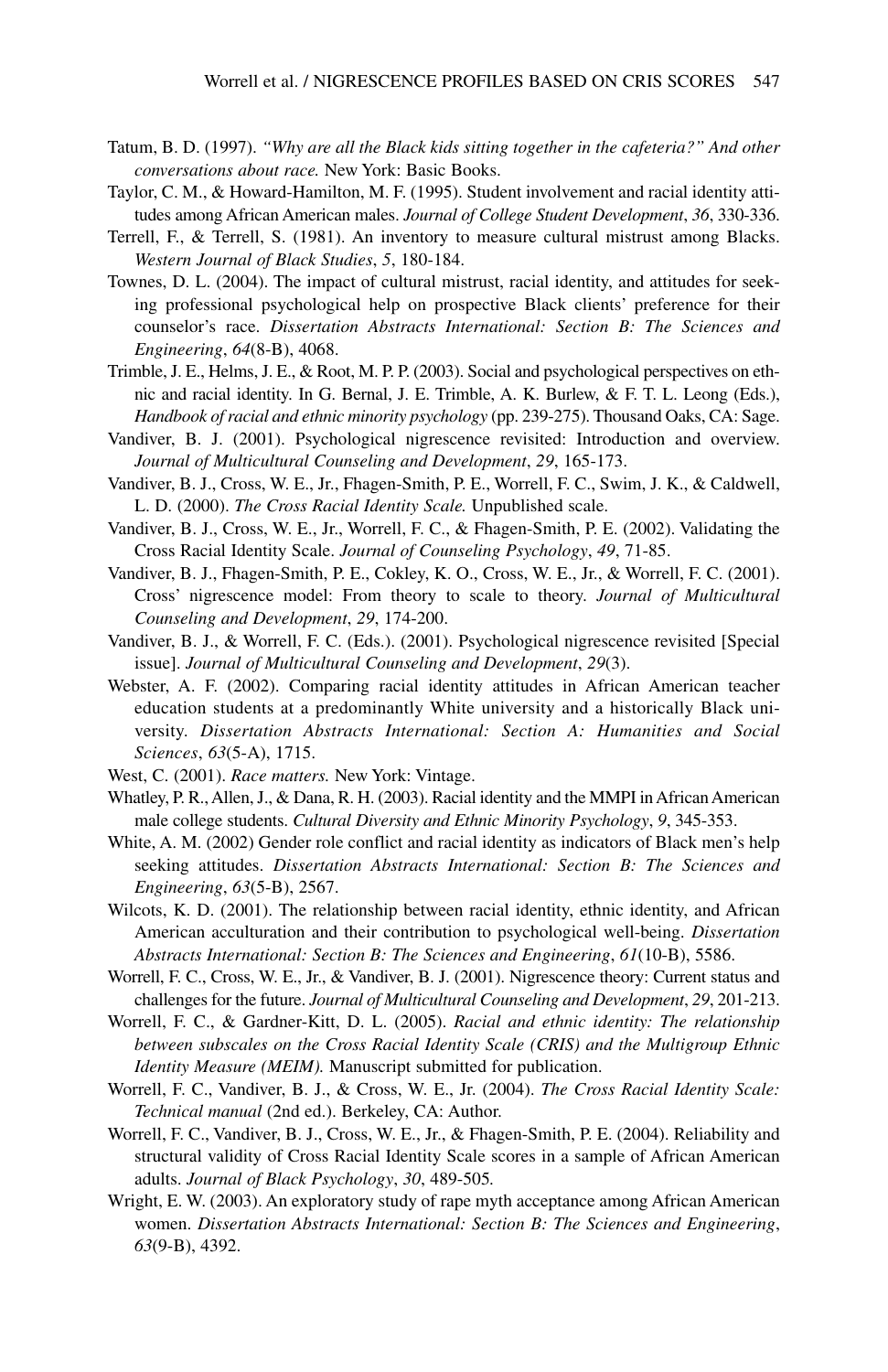Tatum, B. D. (1997). *"Why are all the Black kids sitting together in the cafeteria?" And other conversations about race.* New York: Basic Books.

Taylor, C. M., & Howard-Hamilton, M. F. (1995). Student involvement and racial identity attitudes among African American males. *Journal of College Student Development*, *36*, 330-336.

Terrell, F., & Terrell, S. (1981). An inventory to measure cultural mistrust among Blacks. *Western Journal of Black Studies*, *5*, 180-184.

Townes, D. L. (2004). The impact of cultural mistrust, racial identity, and attitudes for seeking professional psychological help on prospective Black clients' preference for their counselor's race. *Dissertation Abstracts International: Section B: The Sciences and Engineering*, *64*(8-B), 4068.

Trimble, J. E., Helms, J. E., & Root, M. P. P. (2003). Social and psychological perspectives on ethnic and racial identity. In G. Bernal, J. E. Trimble, A. K. Burlew, & F. T. L. Leong (Eds.), *Handbook of racial and ethnic minority psychology* (pp. 239-275). Thousand Oaks, CA: Sage.

Vandiver, B. J. (2001). Psychological nigrescence revisited: Introduction and overview. *Journal of Multicultural Counseling and Development*, *29*, 165-173.

Vandiver, B. J., Cross, W. E., Jr., Fhagen-Smith, P. E., Worrell, F. C., Swim, J. K., & Caldwell, L. D. (2000). *The Cross Racial Identity Scale.* Unpublished scale.

Vandiver, B. J., Cross, W. E., Jr., Worrell, F. C., & Fhagen-Smith, P. E. (2002). Validating the Cross Racial Identity Scale. *Journal of Counseling Psychology*, *49*, 71-85.

Vandiver, B. J., Fhagen-Smith, P. E., Cokley, K. O., Cross, W. E., Jr., & Worrell, F. C. (2001). Cross' nigrescence model: From theory to scale to theory. *Journal of Multicultural Counseling and Development*, *29*, 174-200.

Vandiver, B. J., & Worrell, F. C. (Eds.). (2001). Psychological nigrescence revisited [Special issue]. *Journal of Multicultural Counseling and Development*, *29*(3).

Webster, A. F. (2002). Comparing racial identity attitudes in African American teacher education students at a predominantly White university and a historically Black university. *Dissertation Abstracts International: Section A: Humanities and Social Sciences*, *63*(5-A), 1715.

West, C. (2001). *Race matters.* New York: Vintage.

Whatley, P. R., Allen, J., & Dana, R. H. (2003). Racial identity and the MMPI in African American male college students. *Cultural Diversity and Ethnic Minority Psychology*, *9*, 345-353.

White, A. M. (2002) Gender role conflict and racial identity as indicators of Black men's help seeking attitudes. *Dissertation Abstracts International: Section B: The Sciences and Engineering*, *63*(5-B), 2567.

Wilcots, K. D. (2001). The relationship between racial identity, ethnic identity, and African American acculturation and their contribution to psychological well-being. *Dissertation Abstracts International: Section B: The Sciences and Engineering*, *61*(10-B), 5586.

Worrell, F. C., Cross, W. E., Jr., & Vandiver, B. J. (2001). Nigrescence theory: Current status and challenges for the future. *Journal of Multicultural Counseling and Development*, *29*, 201-213.

Worrell, F. C., & Gardner-Kitt, D. L. (2005). *Racial and ethnic identity: The relationship between subscales on the Cross Racial Identity Scale (CRIS) and the Multigroup Ethnic Identity Measure (MEIM).* Manuscript submitted for publication.

Worrell, F. C., Vandiver, B. J., & Cross, W. E., Jr. (2004). *The Cross Racial Identity Scale: Technical manual* (2nd ed.). Berkeley, CA: Author.

Worrell, F. C., Vandiver, B. J., Cross, W. E., Jr., & Fhagen-Smith, P. E. (2004). Reliability and structural validity of Cross Racial Identity Scale scores in a sample of African American adults. *Journal of Black Psychology*, *30*, 489-505.

Wright, E. W. (2003). An exploratory study of rape myth acceptance among African American women. *Dissertation Abstracts International: Section B: The Sciences and Engineering*, *63*(9-B), 4392.